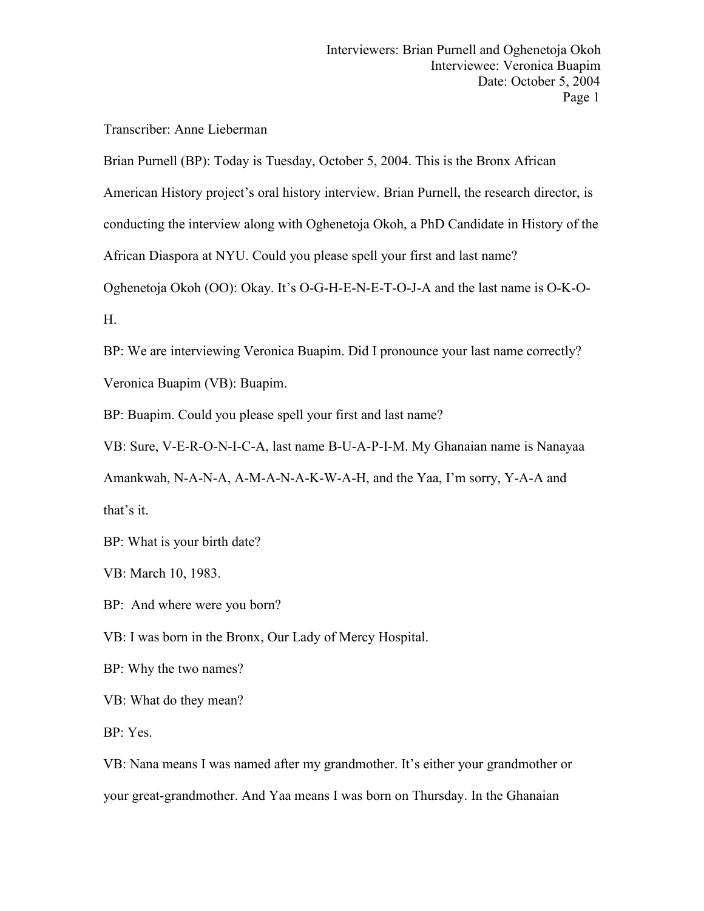Transcriber: Anne Lieberman

Brian Purnell (BP): Today is Tuesday, October 5, 2004. This is the Bronx African American History project's oral history interview. Brian Purnell, the research director, is conducting the interview along with Oghenetoja Okoh, a PhD Candidate in History of the African Diaspora at NYU. Could you please spell your first and last name?

Oghenetoja Okoh (OO): Okay. It's O-G-H-E-N-E-T-O-J-A and the last name is O-K-O-H.

BP: We are interviewing Veronica Buapim. Did I pronounce your last name correctly?

Veronica Buapim (VB): Buapim.

BP: Buapim. Could you please spell your first and last name?

VB: Sure, V-E-R-O-N-I-C-A, last name B-U-A-P-I-M. My Ghanaian name is Nanayaa Amankwah, N-A-N-A, A-M-A-N-A-K-W-A-H, and the Yaa, I'm sorry, Y-A-A and that's it.

BP: What is your birth date?

VB: March 10, 1983.

BP: And where were you born?

VB: I was born in the Bronx, Our Lady of Mercy Hospital.

BP: Why the two names?

VB: What do they mean?

BP: Yes.

VB: Nana means I was named after my grandmother. It's either your grandmother or your great-grandmother. And Yaa means I was born on Thursday. In the Ghanaian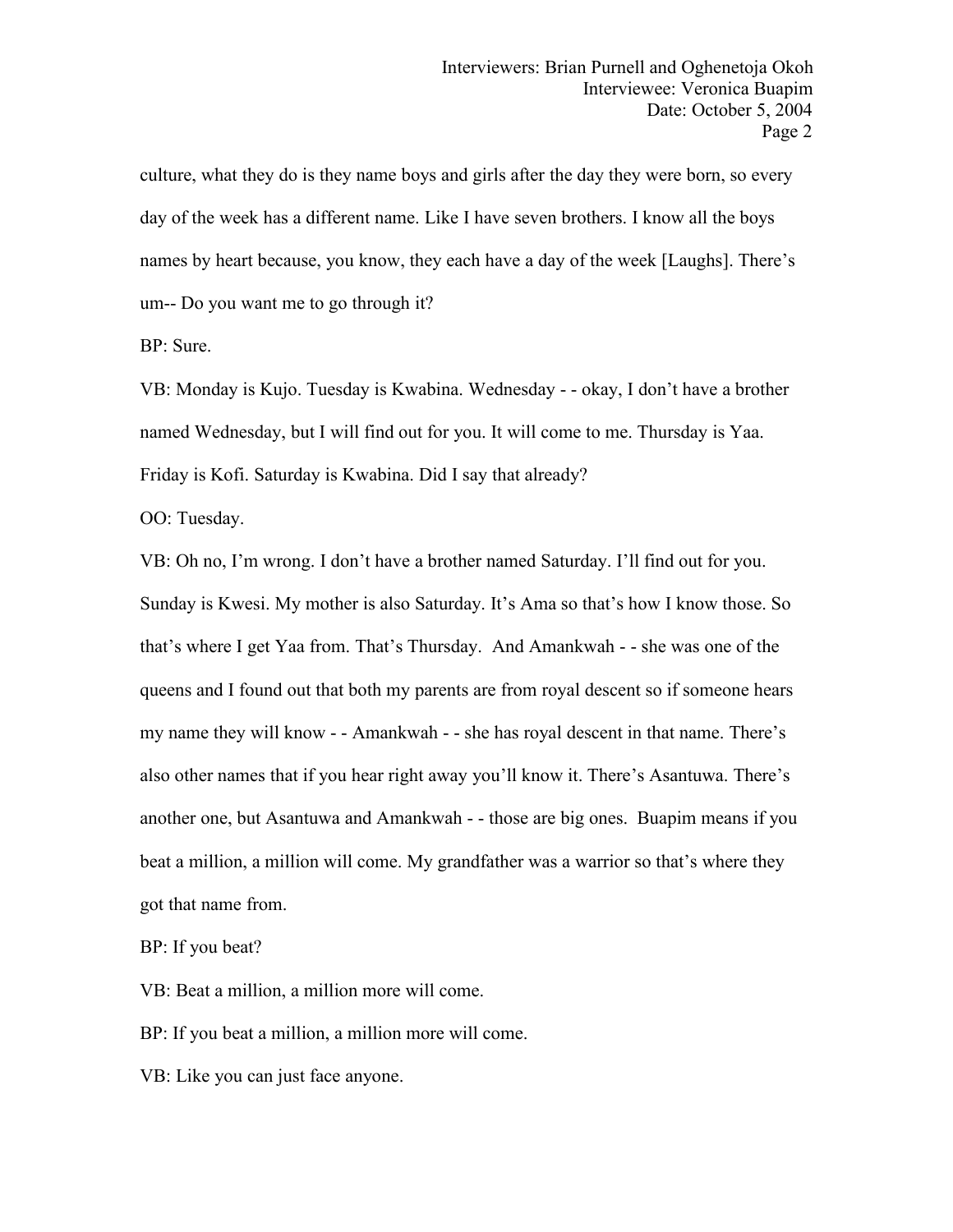culture, what they do is they name boys and girls after the day they were born, so every day of the week has a different name. Like I have seven brothers. I know all the boys names by heart because, you know, they each have a day of the week [Laughs]. There's um-- Do you want me to go through it?

BP: Sure.

VB: Monday is Kujo. Tuesday is Kwabina. Wednesday - - okay, I don't have a brother named Wednesday, but I will find out for you. It will come to me. Thursday is Yaa. Friday is Kofi. Saturday is Kwabina. Did I say that already?

OO: Tuesday.

VB: Oh no, I'm wrong. I don't have a brother named Saturday. I'll find out for you. Sunday is Kwesi. My mother is also Saturday. It's Ama so that's how I know those. So that's where I get Yaa from. That's Thursday. And Amankwah - - she was one of the queens and I found out that both my parents are from royal descent so if someone hears my name they will know - - Amankwah - - she has royal descent in that name. There's also other names that if you hear right away you'll know it. There's Asantuwa. There's another one, but Asantuwa and Amankwah - - those are big ones. Buapim means if you beat a million, a million will come. My grandfather was a warrior so that's where they got that name from.

BP: If you beat?

VB: Beat a million, a million more will come.

BP: If you beat a million, a million more will come.

VB: Like you can just face anyone.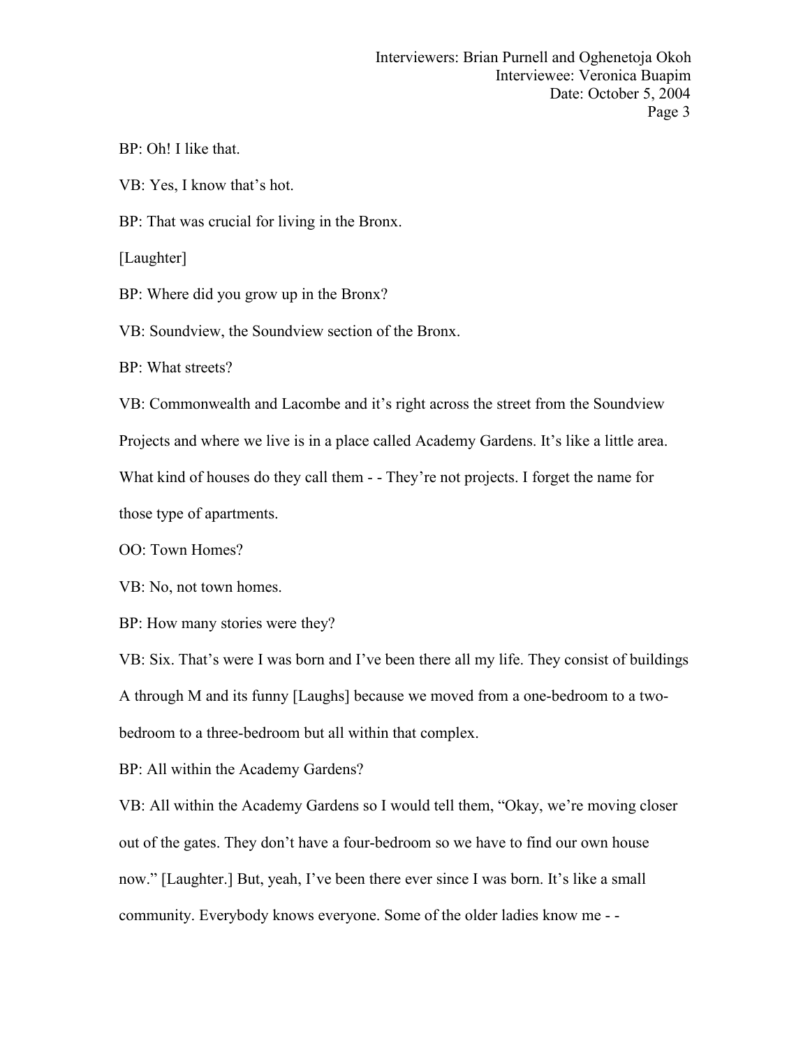BP: Oh! I like that.

VB: Yes, I know that's hot.

BP: That was crucial for living in the Bronx.

[Laughter]

BP: Where did you grow up in the Bronx?

VB: Soundview, the Soundview section of the Bronx.

BP: What streets?

VB: Commonwealth and Lacombe and it's right across the street from the Soundview Projects and where we live is in a place called Academy Gardens. It's like a little area. What kind of houses do they call them - - They're not projects. I forget the name for those type of apartments.

OO: Town Homes?

VB: No, not town homes.

BP: How many stories were they?

VB: Six. That's were I was born and I've been there all my life. They consist of buildings A through M and its funny [Laughs] because we moved from a one-bedroom to a two-bedroom to a three-bedroom but all within that complex.

BP: All within the Academy Gardens?

VB: All within the Academy Gardens so I would tell them, "Okay, we're moving closer out of the gates. They don't have a four-bedroom so we have to find our own house now." [Laughter.] But, yeah, I've been there ever since I was born. It's like a small community. Everybody knows everyone. Some of the older ladies know me - -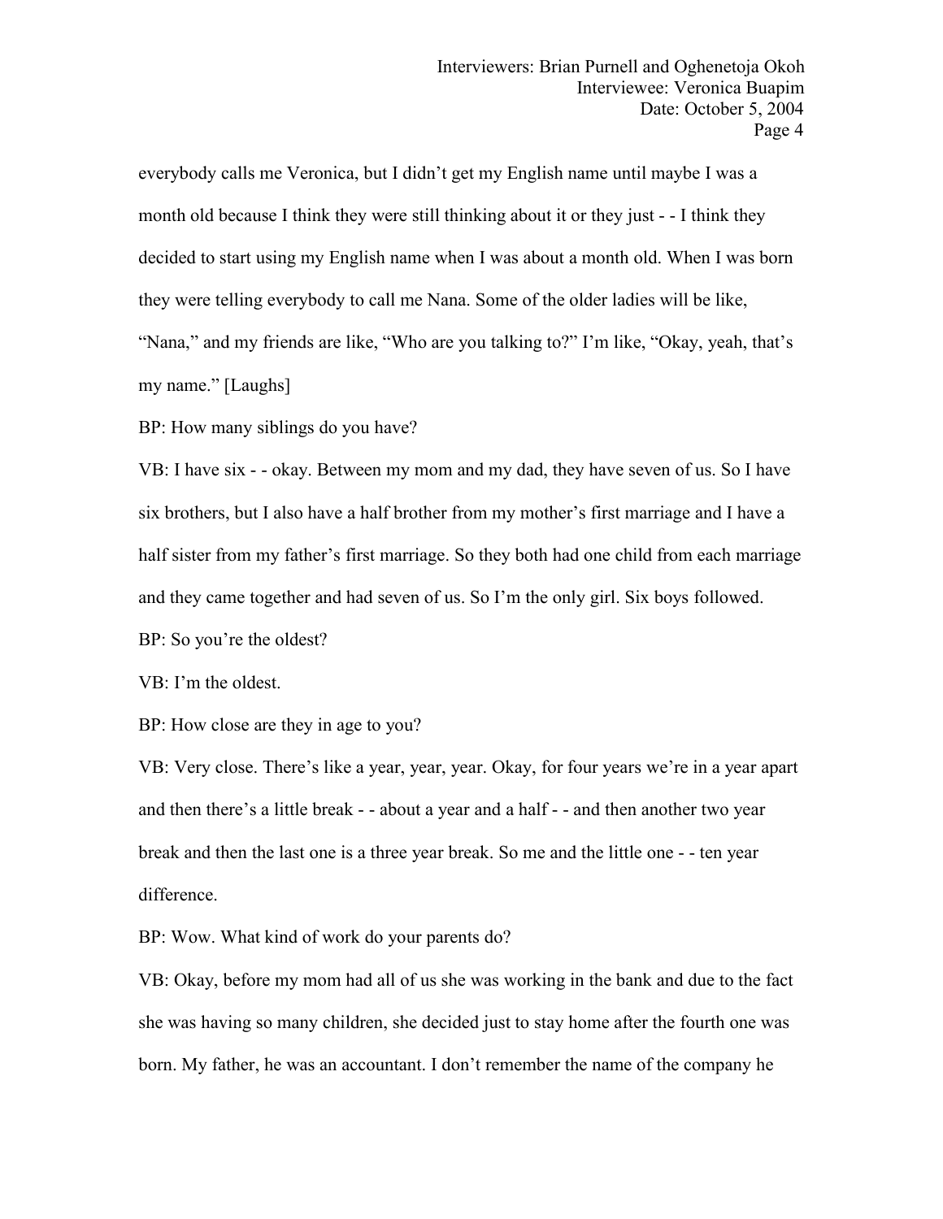everybody calls me Veronica, but I didn't get my English name until maybe I was a month old because I think they were still thinking about it or they just - - I think they decided to start using my English name when I was about a month old. When I was born they were telling everybody to call me Nana. Some of the older ladies will be like, "Nana," and my friends are like, "Who are you talking to?" I'm like, "Okay, yeah, that's my name." [Laughs]

BP: How many siblings do you have?

VB: I have six - - okay. Between my mom and my dad, they have seven of us. So I have six brothers, but I also have a half brother from my mother's first marriage and I have a half sister from my father's first marriage. So they both had one child from each marriage and they came together and had seven of us. So I'm the only girl. Six boys followed.

BP: So you're the oldest?

VB: I'm the oldest.

BP: How close are they in age to you?

VB: Very close. There's like a year, year, year. Okay, for four years we're in a year apart and then there's a little break - - about a year and a half - - and then another two year break and then the last one is a three year break. So me and the little one - - ten year difference.

BP: Wow. What kind of work do your parents do?

VB: Okay, before my mom had all of us she was working in the bank and due to the fact she was having so many children, she decided just to stay home after the fourth one was born. My father, he was an accountant. I don't remember the name of the company he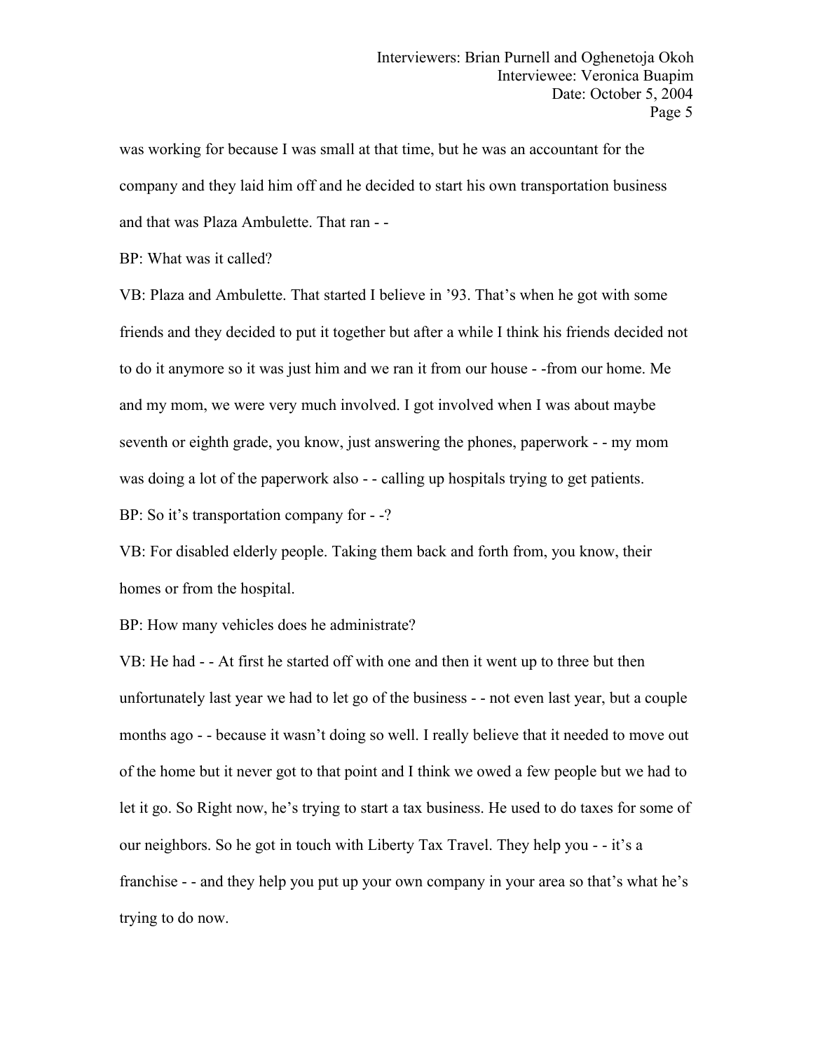was working for because I was small at that time, but he was an accountant for the company and they laid him off and he decided to start his own transportation business and that was Plaza Ambulette. That ran - -

BP: What was it called?

VB: Plaza and Ambulette. That started I believe in '93. That's when he got with some friends and they decided to put it together but after a while I think his friends decided not to do it anymore so it was just him and we ran it from our house - -from our home. Me and my mom, we were very much involved. I got involved when I was about maybe seventh or eighth grade, you know, just answering the phones, paperwork - - my mom was doing a lot of the paperwork also - - calling up hospitals trying to get patients.

BP: So it's transportation company for - -?

VB: For disabled elderly people. Taking them back and forth from, you know, their homes or from the hospital.

BP: How many vehicles does he administrate?

VB: He had - - At first he started off with one and then it went up to three but then unfortunately last year we had to let go of the business - - not even last year, but a couple months ago - - because it wasn't doing so well. I really believe that it needed to move out of the home but it never got to that point and I think we owed a few people but we had to let it go. So Right now, he's trying to start a tax business. He used to do taxes for some of our neighbors. So he got in touch with Liberty Tax Travel. They help you - - it's a franchise - - and they help you put up your own company in your area so that's what he's trying to do now.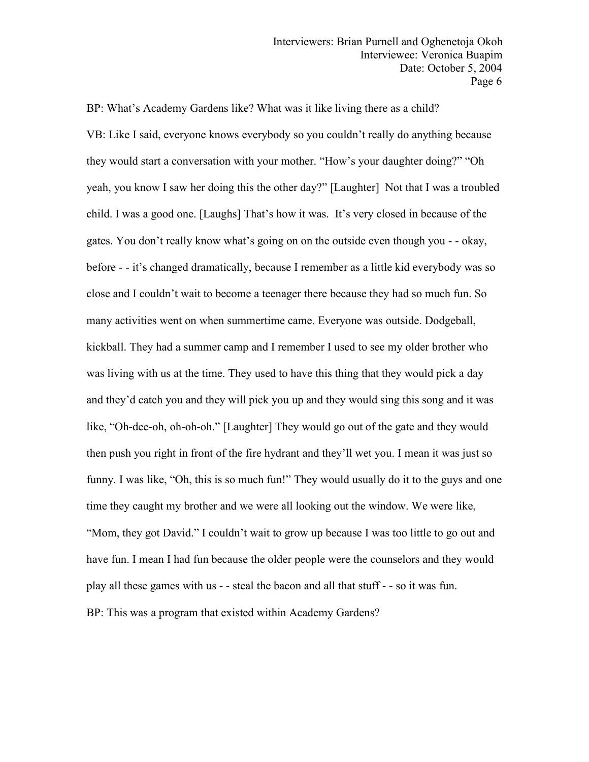BP: What's Academy Gardens like? What was it like living there as a child?

VB: Like I said, everyone knows everybody so you couldn't really do anything because they would start a conversation with your mother. "How's your daughter doing?" "Oh yeah, you know I saw her doing this the other day?" [Laughter] Not that I was a troubled child. I was a good one. [Laughs] That's how it was. It's very closed in because of the gates. You don't really know what's going on on the outside even though you - - okay, before - - it's changed dramatically, because I remember as a little kid everybody was so close and I couldn't wait to become a teenager there because they had so much fun. So many activities went on when summertime came. Everyone was outside. Dodgeball, kickball. They had a summer camp and I remember I used to see my older brother who was living with us at the time. They used to have this thing that they would pick a day and they'd catch you and they will pick you up and they would sing this song and it was like, "Oh-dee-oh, oh-oh-oh." [Laughter] They would go out of the gate and they would then push you right in front of the fire hydrant and they'll wet you. I mean it was just so funny. I was like, "Oh, this is so much fun!" They would usually do it to the guys and one time they caught my brother and we were all looking out the window. We were like, "Mom, they got David." I couldn't wait to grow up because I was too little to go out and have fun. I mean I had fun because the older people were the counselors and they would play all these games with us - - steal the bacon and all that stuff - - so it was fun.

BP: This was a program that existed within Academy Gardens?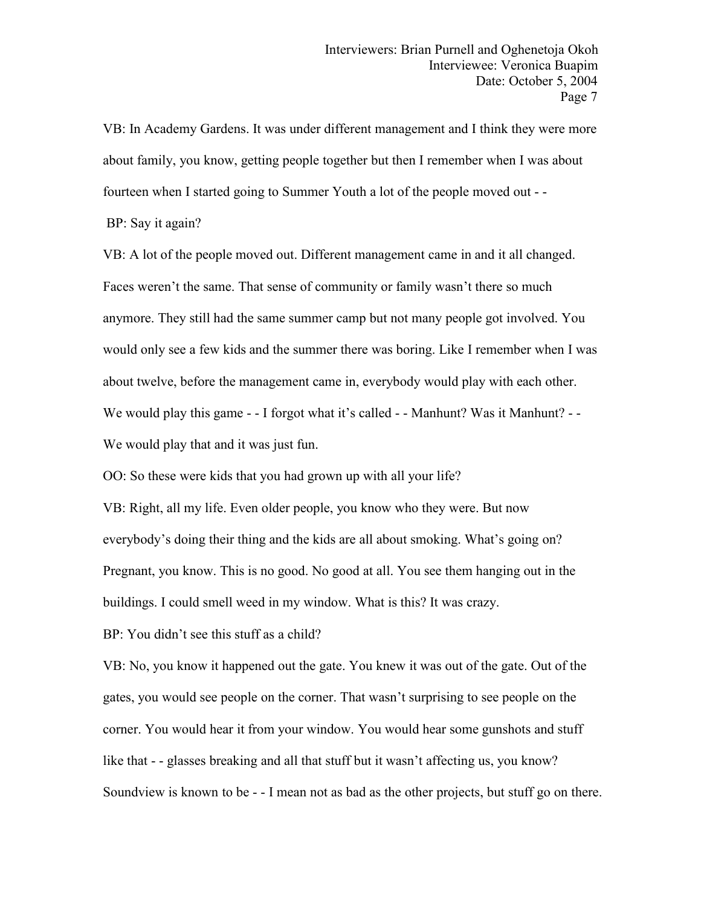VB: In Academy Gardens. It was under different management and I think they were more about family, you know, getting people together but then I remember when I was about fourteen when I started going to Summer Youth a lot of the people moved out - -

BP: Say it again?

VB: A lot of the people moved out. Different management came in and it all changed. Faces weren't the same. That sense of community or family wasn't there so much anymore. They still had the same summer camp but not many people got involved. You would only see a few kids and the summer there was boring. Like I remember when I was about twelve, before the management came in, everybody would play with each other. We would play this game - - I forgot what it's called - - Manhunt? Was it Manhunt? - - We would play that and it was just fun.

OO: So these were kids that you had grown up with all your life?

VB: Right, all my life. Even older people, you know who they were. But now everybody's doing their thing and the kids are all about smoking. What's going on? Pregnant, you know. This is no good. No good at all. You see them hanging out in the buildings. I could smell weed in my window. What is this? It was crazy.

BP: You didn't see this stuff as a child?

VB: No, you know it happened out the gate. You knew it was out of the gate. Out of the gates, you would see people on the corner. That wasn't surprising to see people on the corner. You would hear it from your window. You would hear some gunshots and stuff like that - - glasses breaking and all that stuff but it wasn't affecting us, you know? Soundview is known to be - - I mean not as bad as the other projects, but stuff go on there.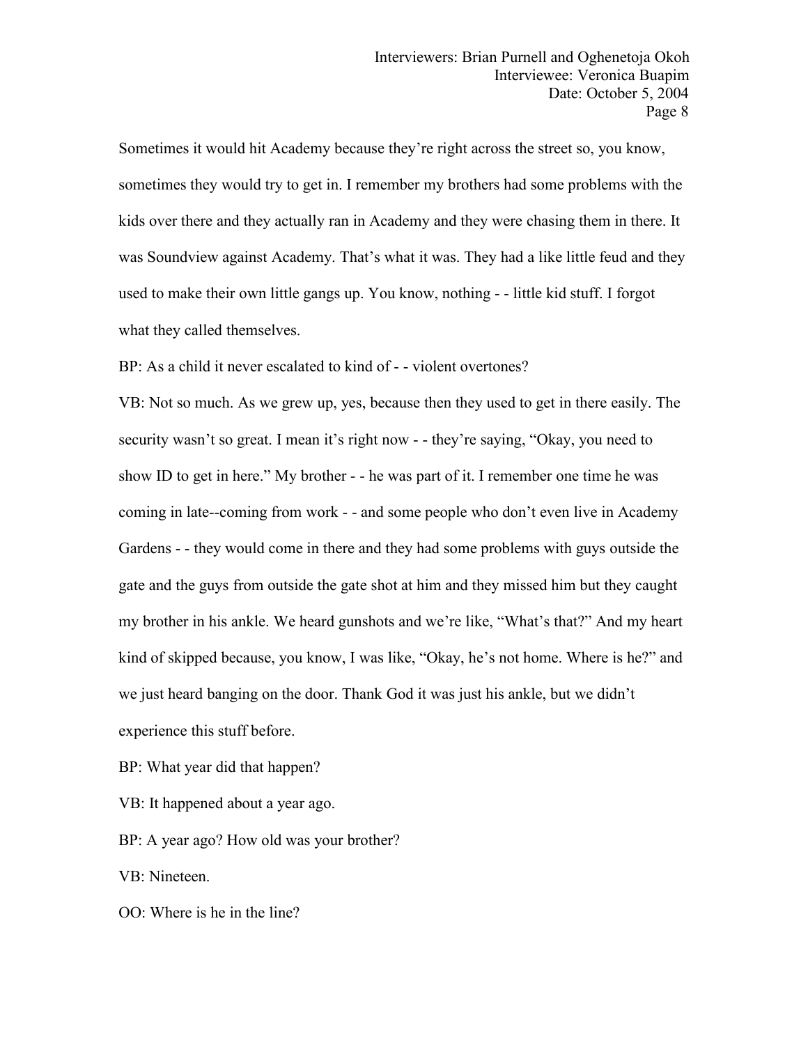Sometimes it would hit Academy because they're right across the street so, you know, sometimes they would try to get in. I remember my brothers had some problems with the kids over there and they actually ran in Academy and they were chasing them in there. It was Soundview against Academy. That's what it was. They had a like little feud and they used to make their own little gangs up. You know, nothing - - little kid stuff. I forgot what they called themselves.

BP: As a child it never escalated to kind of - - violent overtones?

VB: Not so much. As we grew up, yes, because then they used to get in there easily. The security wasn't so great. I mean it's right now - - they're saying, "Okay, you need to show ID to get in here." My brother - - he was part of it. I remember one time he was coming in late--coming from work - - and some people who don't even live in Academy Gardens - - they would come in there and they had some problems with guys outside the gate and the guys from outside the gate shot at him and they missed him but they caught my brother in his ankle. We heard gunshots and we're like, "What's that?" And my heart kind of skipped because, you know, I was like, "Okay, he's not home. Where is he?" and we just heard banging on the door. Thank God it was just his ankle, but we didn't experience this stuff before.

BP: What year did that happen?

VB: It happened about a year ago.

BP: A year ago? How old was your brother?

VB: Nineteen.

OO: Where is he in the line?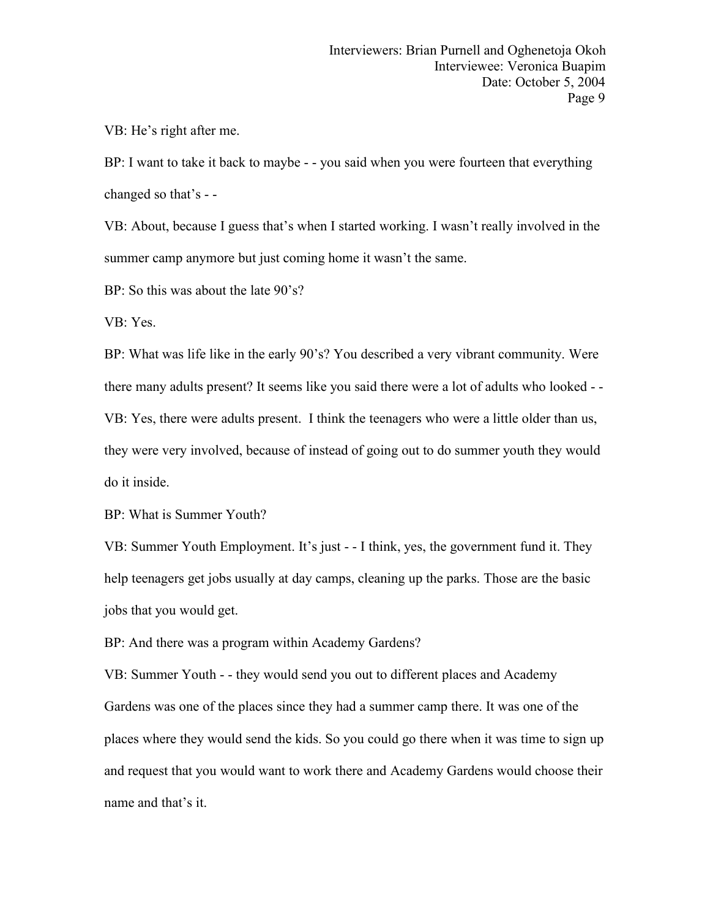VB: He's right after me.

BP: I want to take it back to maybe - - you said when you were fourteen that everything changed so that's - -

VB: About, because I guess that's when I started working. I wasn't really involved in the summer camp anymore but just coming home it wasn't the same.

BP: So this was about the late 90's?

VB: Yes.

BP: What was life like in the early 90's? You described a very vibrant community. Were there many adults present? It seems like you said there were a lot of adults who looked - -

VB: Yes, there were adults present. I think the teenagers who were a little older than us, they were very involved, because of instead of going out to do summer youth they would do it inside.

BP: What is Summer Youth?

VB: Summer Youth Employment. It's just - - I think, yes, the government fund it. They help teenagers get jobs usually at day camps, cleaning up the parks. Those are the basic jobs that you would get.

BP: And there was a program within Academy Gardens?

VB: Summer Youth - - they would send you out to different places and Academy Gardens was one of the places since they had a summer camp there. It was one of the places where they would send the kids. So you could go there when it was time to sign up and request that you would want to work there and Academy Gardens would choose their name and that's it.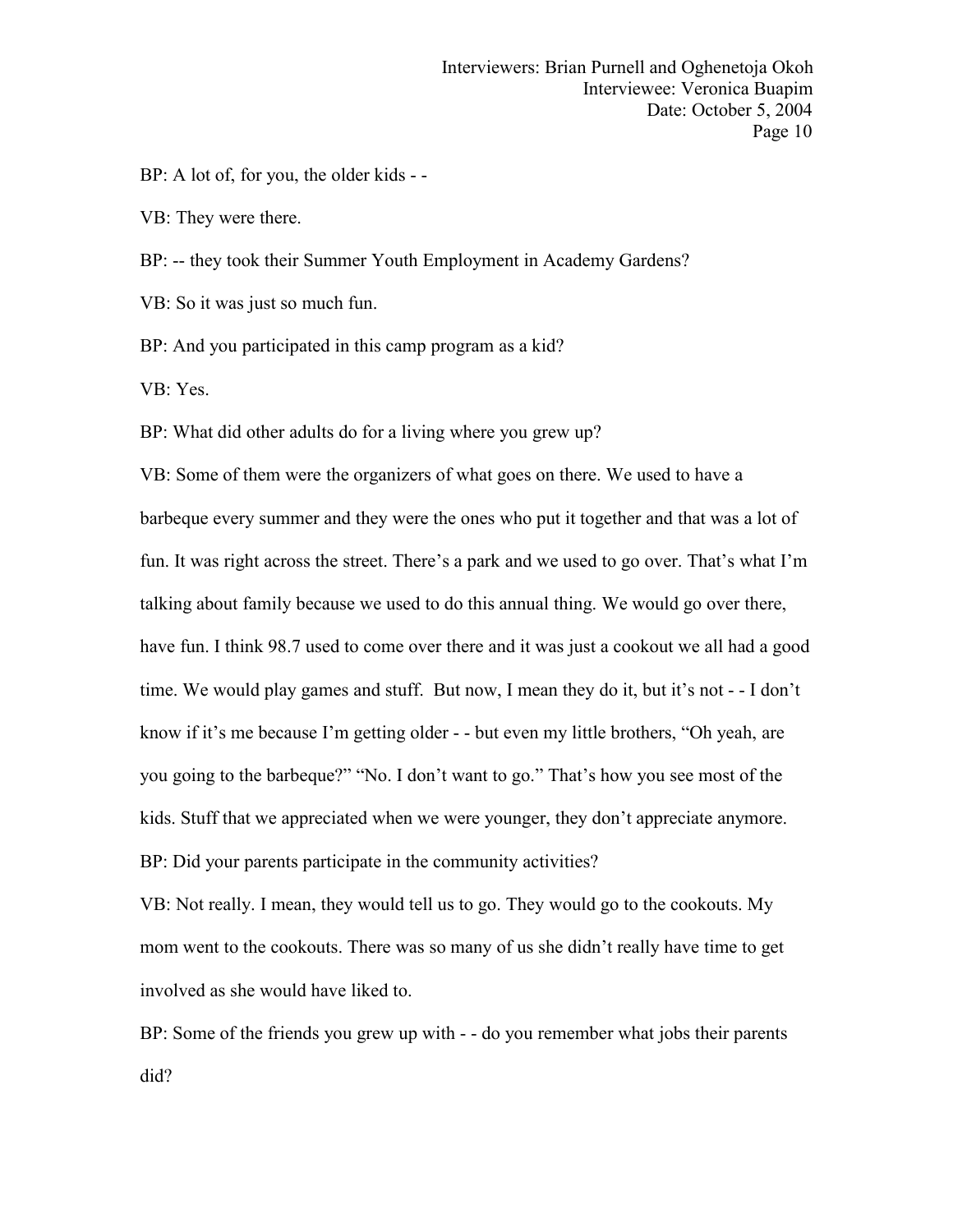BP: A lot of, for you, the older kids - -

VB: They were there.

BP: -- they took their Summer Youth Employment in Academy Gardens?

VB: So it was just so much fun.

BP: And you participated in this camp program as a kid?

VB: Yes.

BP: What did other adults do for a living where you grew up?

VB: Some of them were the organizers of what goes on there. We used to have a barbeque every summer and they were the ones who put it together and that was a lot of fun. It was right across the street. There's a park and we used to go over. That's what I'm talking about family because we used to do this annual thing. We would go over there, have fun. I think 98.7 used to come over there and it was just a cookout we all had a good time. We would play games and stuff. But now, I mean they do it, but it's not - - I don't know if it's me because I'm getting older - - but even my little brothers, "Oh yeah, are you going to the barbeque?" "No. I don't want to go." That's how you see most of the kids. Stuff that we appreciated when we were younger, they don't appreciate anymore.

BP: Did your parents participate in the community activities?

VB: Not really. I mean, they would tell us to go. They would go to the cookouts. My mom went to the cookouts. There was so many of us she didn't really have time to get involved as she would have liked to.

BP: Some of the friends you grew up with - - do you remember what jobs their parents did?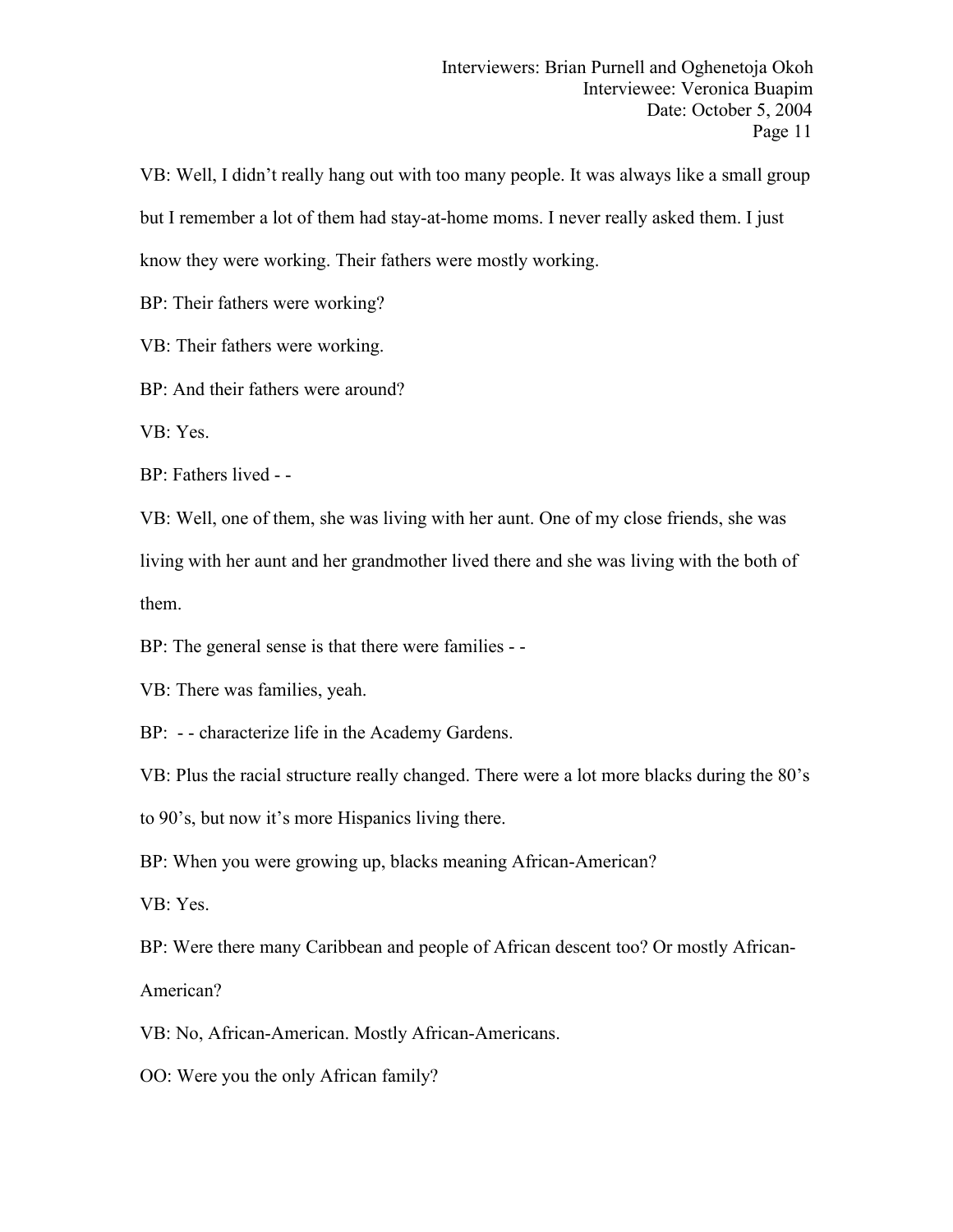VB: Well, I didn't really hang out with too many people. It was always like a small group but I remember a lot of them had stay-at-home moms. I never really asked them. I just know they were working. Their fathers were mostly working.

BP: Their fathers were working?

VB: Their fathers were working.

BP: And their fathers were around?

VB: Yes.

BP: Fathers lived - -

VB: Well, one of them, she was living with her aunt. One of my close friends, she was living with her aunt and her grandmother lived there and she was living with the both of them.

BP: The general sense is that there were families - -

VB: There was families, yeah.

BP: - - characterize life in the Academy Gardens.

VB: Plus the racial structure really changed. There were a lot more blacks during the 80's to 90's, but now it's more Hispanics living there.

BP: When you were growing up, blacks meaning African-American?

VB: Yes.

BP: Were there many Caribbean and people of African descent too? Or mostly African-American?

VB: No, African-American. Mostly African-Americans.

OO: Were you the only African family?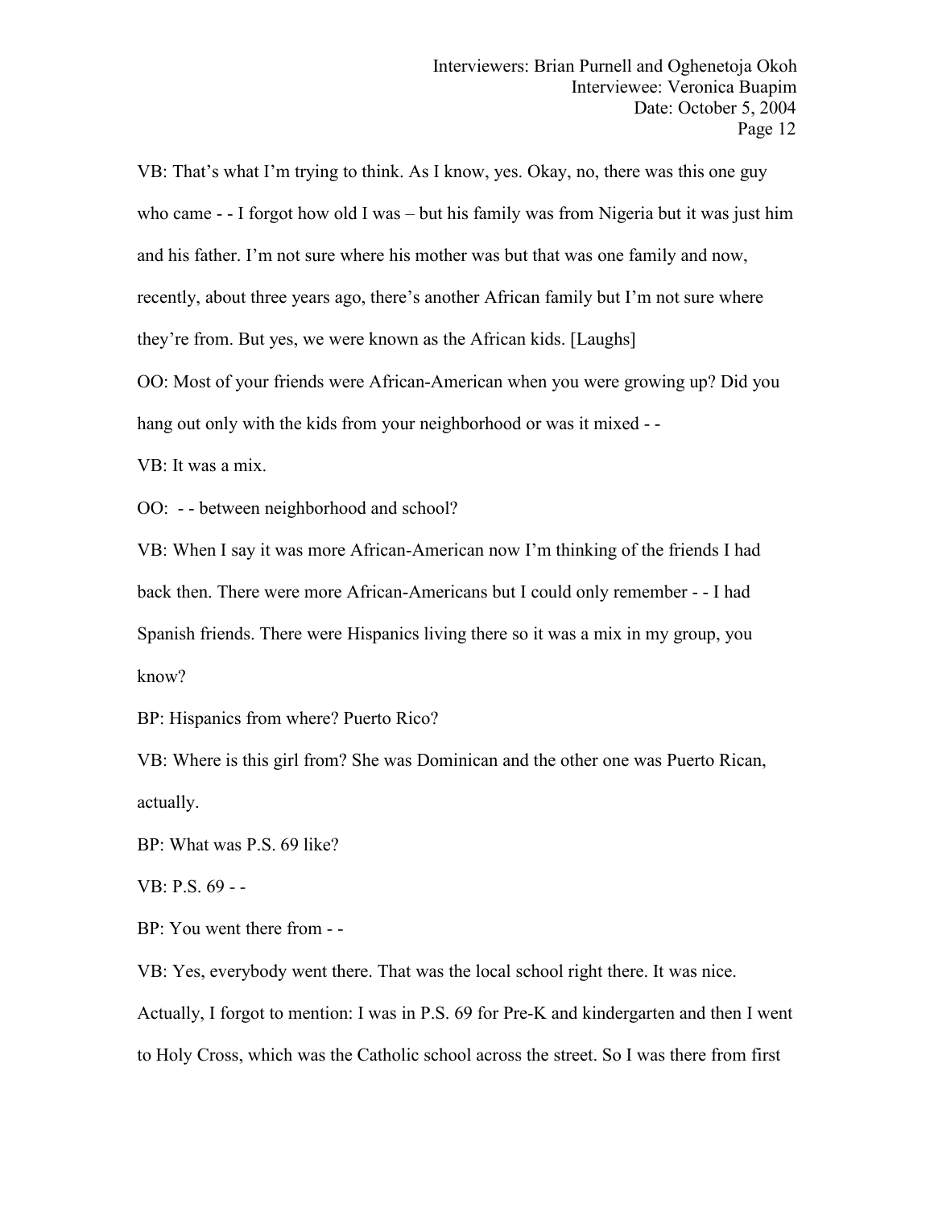VB: That's what I'm trying to think. As I know, yes. Okay, no, there was this one guy who came - - I forgot how old I was – but his family was from Nigeria but it was just him and his father. I'm not sure where his mother was but that was one family and now, recently, about three years ago, there's another African family but I'm not sure where they're from. But yes, we were known as the African kids. [Laughs]

OO: Most of your friends were African-American when you were growing up? Did you hang out only with the kids from your neighborhood or was it mixed - -

VB: It was a mix.

OO: - - between neighborhood and school?

VB: When I say it was more African-American now I'm thinking of the friends I had back then. There were more African-Americans but I could only remember - - I had Spanish friends. There were Hispanics living there so it was a mix in my group, you know?

BP: Hispanics from where? Puerto Rico?

VB: Where is this girl from? She was Dominican and the other one was Puerto Rican, actually.

BP: What was P.S. 69 like?

VB: P.S. 69 - -

BP: You went there from - -

VB: Yes, everybody went there. That was the local school right there. It was nice. Actually, I forgot to mention: I was in P.S. 69 for Pre-K and kindergarten and then I went to Holy Cross, which was the Catholic school across the street. So I was there from first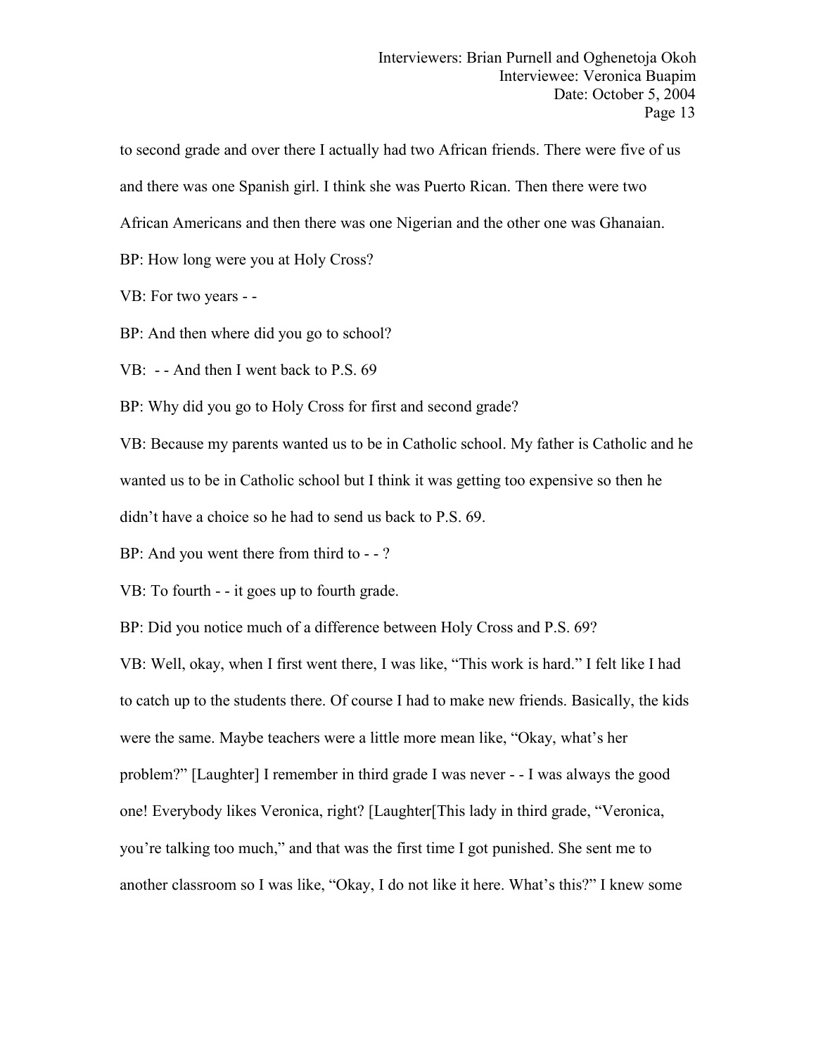to second grade and over there I actually had two African friends. There were five of us and there was one Spanish girl. I think she was Puerto Rican. Then there were two African Americans and then there was one Nigerian and the other one was Ghanaian.

BP: How long were you at Holy Cross?

VB: For two years - -

BP: And then where did you go to school?

VB: - - And then I went back to P.S. 69

BP: Why did you go to Holy Cross for first and second grade?

VB: Because my parents wanted us to be in Catholic school. My father is Catholic and he wanted us to be in Catholic school but I think it was getting too expensive so then he didn't have a choice so he had to send us back to P.S. 69.

BP: And you went there from third to - - ?

VB: To fourth - - it goes up to fourth grade.

BP: Did you notice much of a difference between Holy Cross and P.S. 69?

VB: Well, okay, when I first went there, I was like, "This work is hard." I felt like I had to catch up to the students there. Of course I had to make new friends. Basically, the kids were the same. Maybe teachers were a little more mean like, "Okay, what's her problem?" [Laughter] I remember in third grade I was never - - I was always the good one! Everybody likes Veronica, right? [Laughter[This lady in third grade, "Veronica, you're talking too much," and that was the first time I got punished. She sent me to another classroom so I was like, "Okay, I do not like it here. What's this?" I knew some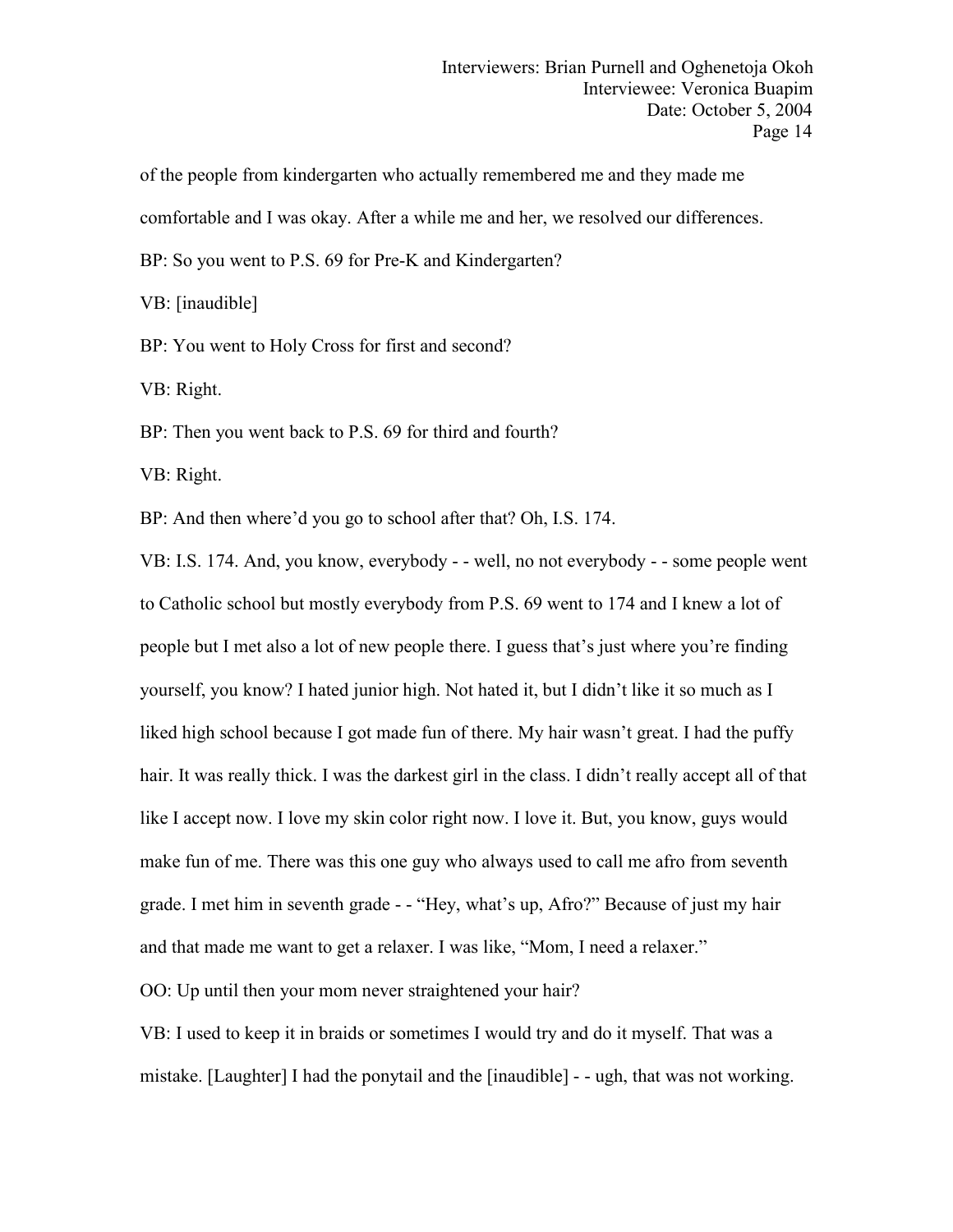of the people from kindergarten who actually remembered me and they made me comfortable and I was okay. After a while me and her, we resolved our differences.

BP: So you went to P.S. 69 for Pre-K and Kindergarten?

VB: [inaudible]

BP: You went to Holy Cross for first and second?

VB: Right.

BP: Then you went back to P.S. 69 for third and fourth?

VB: Right.

BP: And then where'd you go to school after that? Oh, I.S. 174.

VB: I.S. 174. And, you know, everybody - - well, no not everybody - - some people went to Catholic school but mostly everybody from P.S. 69 went to 174 and I knew a lot of people but I met also a lot of new people there. I guess that's just where you're finding yourself, you know? I hated junior high. Not hated it, but I didn't like it so much as I liked high school because I got made fun of there. My hair wasn't great. I had the puffy hair. It was really thick. I was the darkest girl in the class. I didn't really accept all of that like I accept now. I love my skin color right now. I love it. But, you know, guys would make fun of me. There was this one guy who always used to call me afro from seventh grade. I met him in seventh grade - - "Hey, what's up, Afro?" Because of just my hair and that made me want to get a relaxer. I was like, "Mom, I need a relaxer."

OO: Up until then your mom never straightened your hair?

VB: I used to keep it in braids or sometimes I would try and do it myself. That was a mistake. [Laughter] I had the ponytail and the [inaudible] - - ugh, that was not working.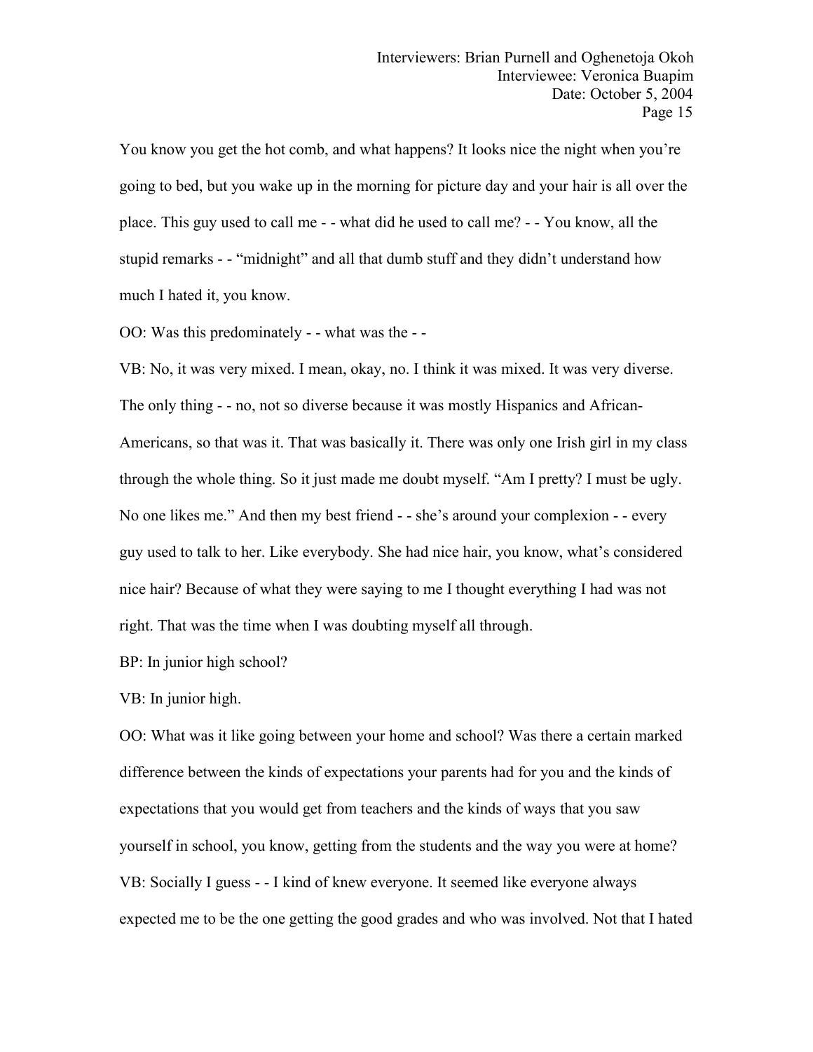You know you get the hot comb, and what happens? It looks nice the night when you're going to bed, but you wake up in the morning for picture day and your hair is all over the place. This guy used to call me - - what did he used to call me? - - You know, all the stupid remarks - - "midnight" and all that dumb stuff and they didn't understand how much I hated it, you know.

OO: Was this predominately - - what was the - -

VB: No, it was very mixed. I mean, okay, no. I think it was mixed. It was very diverse. The only thing - - no, not so diverse because it was mostly Hispanics and African-Americans, so that was it. That was basically it. There was only one Irish girl in my class through the whole thing. So it just made me doubt myself. "Am I pretty? I must be ugly. No one likes me." And then my best friend - - she's around your complexion - - every guy used to talk to her. Like everybody. She had nice hair, you know, what's considered nice hair? Because of what they were saying to me I thought everything I had was not right. That was the time when I was doubting myself all through.

BP: In junior high school?

VB: In junior high.

OO: What was it like going between your home and school? Was there a certain marked difference between the kinds of expectations your parents had for you and the kinds of expectations that you would get from teachers and the kinds of ways that you saw yourself in school, you know, getting from the students and the way you were at home?

VB: Socially I guess - - I kind of knew everyone. It seemed like everyone always expected me to be the one getting the good grades and who was involved. Not that I hated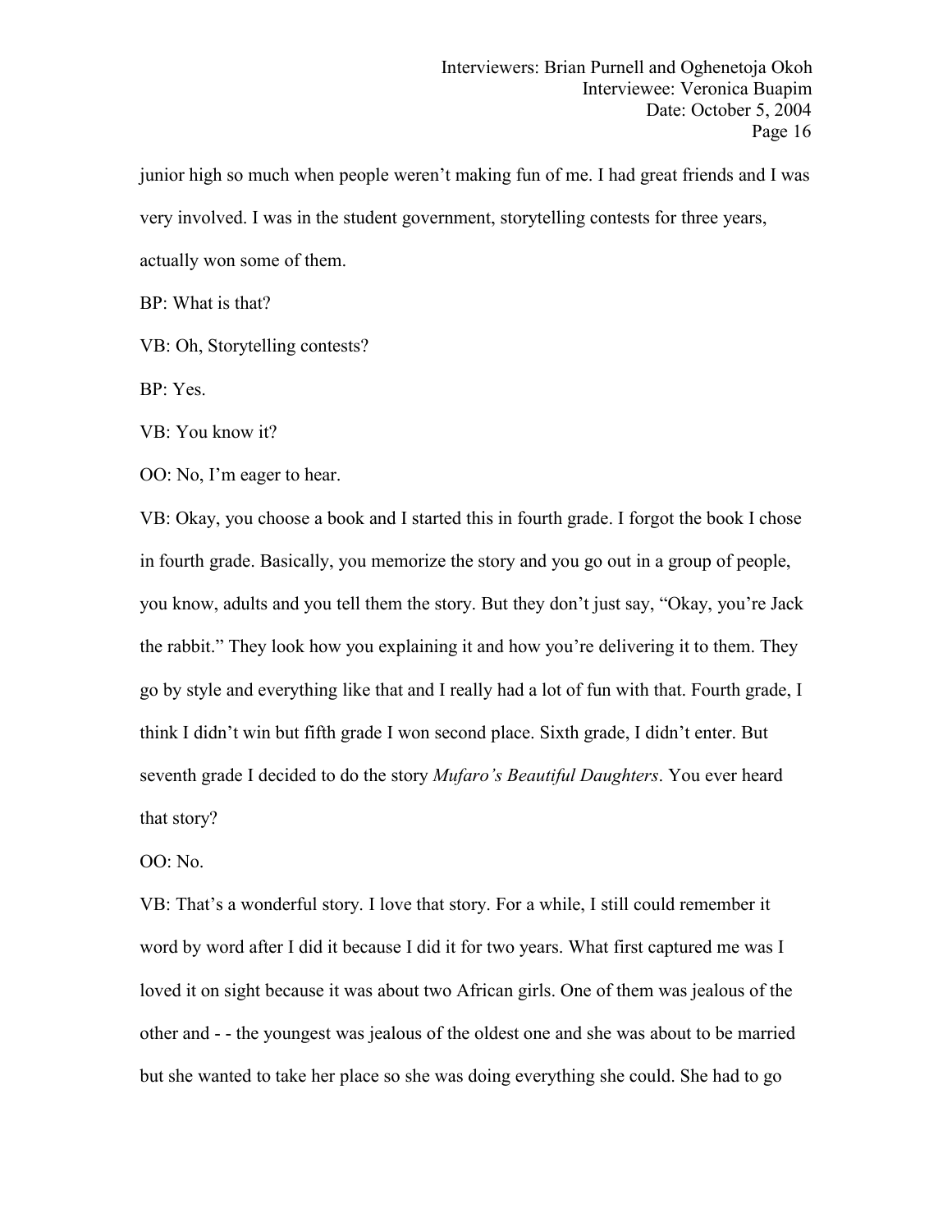junior high so much when people weren't making fun of me. I had great friends and I was very involved. I was in the student government, storytelling contests for three years, actually won some of them.

BP: What is that?

VB: Oh, Storytelling contests?

BP: Yes.

VB: You know it?

OO: No, I'm eager to hear.

VB: Okay, you choose a book and I started this in fourth grade. I forgot the book I chose in fourth grade. Basically, you memorize the story and you go out in a group of people, you know, adults and you tell them the story. But they don't just say, "Okay, you're Jack the rabbit." They look how you explaining it and how you're delivering it to them. They go by style and everything like that and I really had a lot of fun with that. Fourth grade, I think I didn't win but fifth grade I won second place. Sixth grade, I didn't enter. But seventh grade I decided to do the story *Mufaro's Beautiful Daughters*. You ever heard that story?

OO: No.

VB: That's a wonderful story. I love that story. For a while, I still could remember it word by word after I did it because I did it for two years. What first captured me was I loved it on sight because it was about two African girls. One of them was jealous of the other and - - the youngest was jealous of the oldest one and she was about to be married but she wanted to take her place so she was doing everything she could. She had to go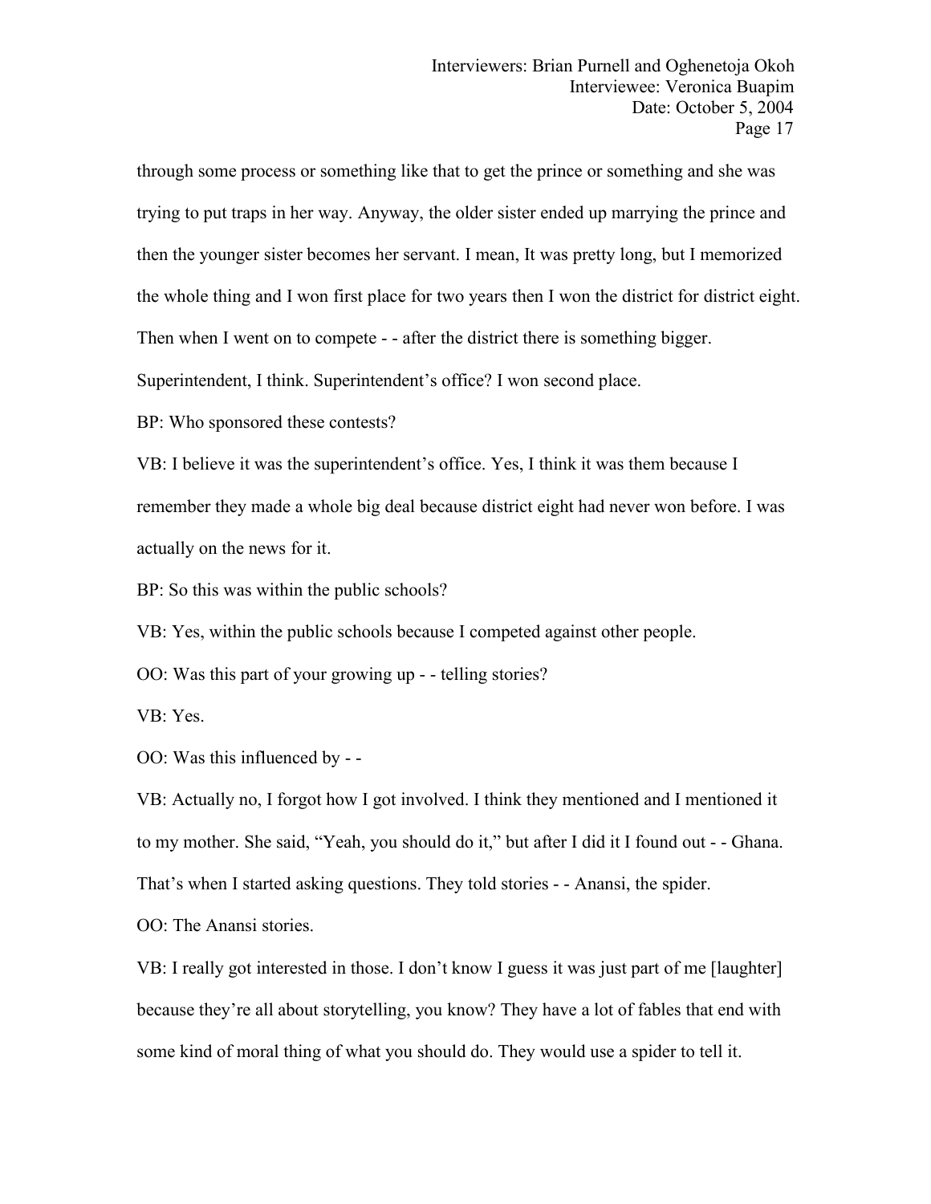through some process or something like that to get the prince or something and she was trying to put traps in her way. Anyway, the older sister ended up marrying the prince and then the younger sister becomes her servant. I mean, It was pretty long, but I memorized the whole thing and I won first place for two years then I won the district for district eight. Then when I went on to compete - - after the district there is something bigger. Superintendent, I think. Superintendent's office? I won second place.

BP: Who sponsored these contests?

VB: I believe it was the superintendent's office. Yes, I think it was them because I remember they made a whole big deal because district eight had never won before. I was actually on the news for it.

BP: So this was within the public schools?

VB: Yes, within the public schools because I competed against other people.

OO: Was this part of your growing up - - telling stories?

VB: Yes.

OO: Was this influenced by - -

VB: Actually no, I forgot how I got involved. I think they mentioned and I mentioned it to my mother. She said, "Yeah, you should do it," but after I did it I found out - - Ghana. That's when I started asking questions. They told stories - - Anansi, the spider.

OO: The Anansi stories.

VB: I really got interested in those. I don't know I guess it was just part of me [laughter] because they're all about storytelling, you know? They have a lot of fables that end with some kind of moral thing of what you should do. They would use a spider to tell it.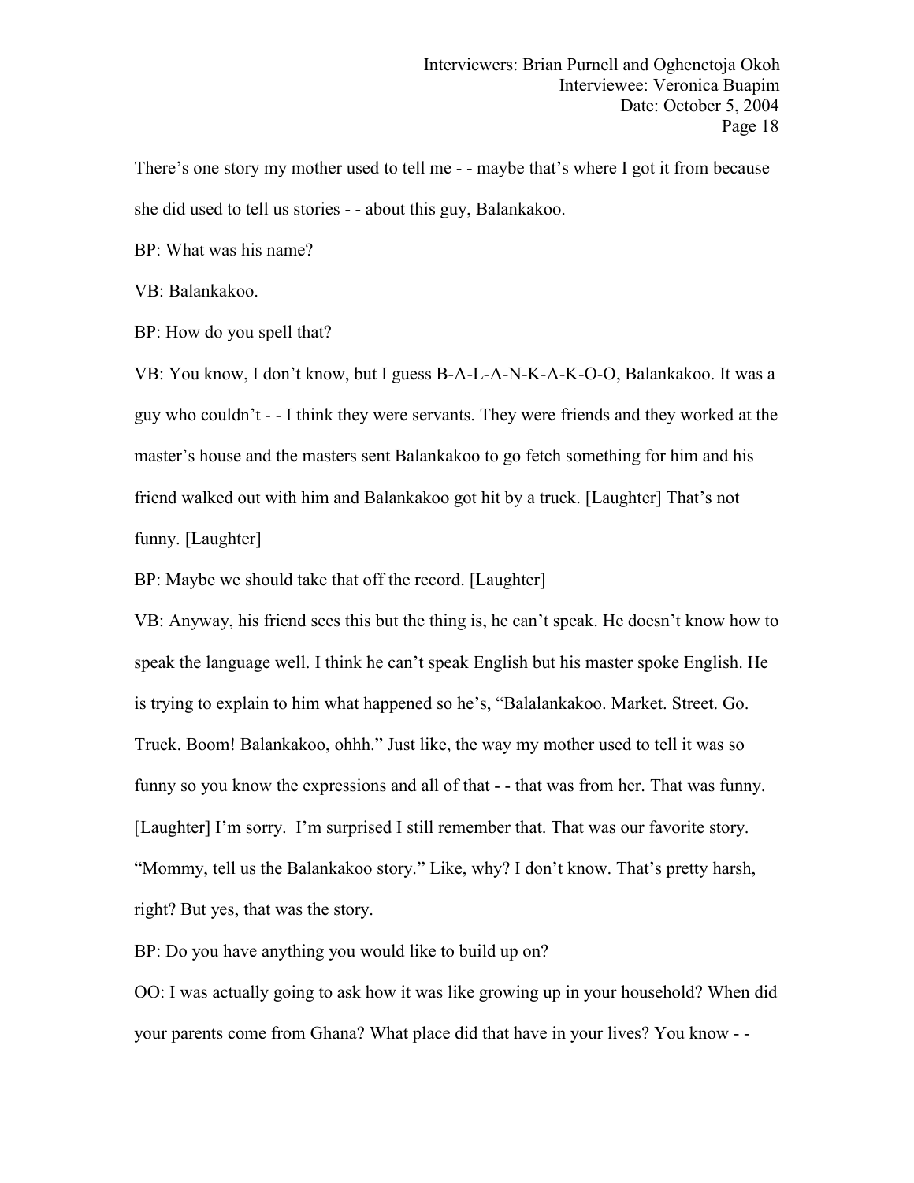There's one story my mother used to tell me - - maybe that's where I got it from because she did used to tell us stories - - about this guy, Balankakoo.

BP: What was his name?

VB: Balankakoo.

BP: How do you spell that?

VB: You know, I don't know, but I guess B-A-L-A-N-K-A-K-O-O, Balankakoo. It was a guy who couldn't - - I think they were servants. They were friends and they worked at the master's house and the masters sent Balankakoo to go fetch something for him and his friend walked out with him and Balankakoo got hit by a truck. [Laughter] That's not funny. [Laughter]

BP: Maybe we should take that off the record. [Laughter]

VB: Anyway, his friend sees this but the thing is, he can't speak. He doesn't know how to speak the language well. I think he can't speak English but his master spoke English. He is trying to explain to him what happened so he's, "Balalankakoo. Market. Street. Go. Truck. Boom! Balankakoo, ohhh." Just like, the way my mother used to tell it was so funny so you know the expressions and all of that - - that was from her. That was funny. [Laughter] I'm sorry. I'm surprised I still remember that. That was our favorite story. "Mommy, tell us the Balankakoo story." Like, why? I don't know. That's pretty harsh, right? But yes, that was the story.

BP: Do you have anything you would like to build up on?

OO: I was actually going to ask how it was like growing up in your household? When did your parents come from Ghana? What place did that have in your lives? You know - -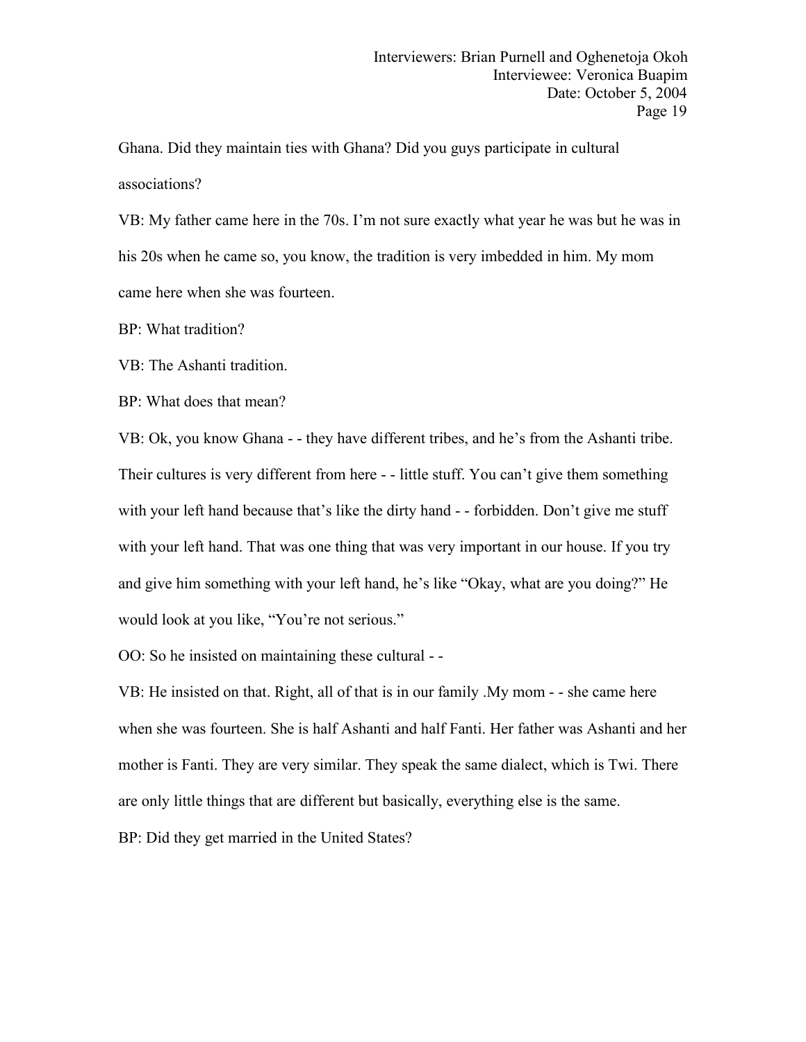Ghana. Did they maintain ties with Ghana? Did you guys participate in cultural associations?

VB: My father came here in the 70s. I'm not sure exactly what year he was but he was in his 20s when he came so, you know, the tradition is very imbedded in him. My mom came here when she was fourteen.

BP: What tradition?

VB: The Ashanti tradition.

BP: What does that mean?

VB: Ok, you know Ghana - - they have different tribes, and he's from the Ashanti tribe. Their cultures is very different from here - - little stuff. You can't give them something with your left hand because that's like the dirty hand - - forbidden. Don't give me stuff with your left hand. That was one thing that was very important in our house. If you try and give him something with your left hand, he's like "Okay, what are you doing?" He would look at you like, "You're not serious."

OO: So he insisted on maintaining these cultural - -

VB: He insisted on that. Right, all of that is in our family .My mom - - she came here when she was fourteen. She is half Ashanti and half Fanti. Her father was Ashanti and her mother is Fanti. They are very similar. They speak the same dialect, which is Twi. There are only little things that are different but basically, everything else is the same.

BP: Did they get married in the United States?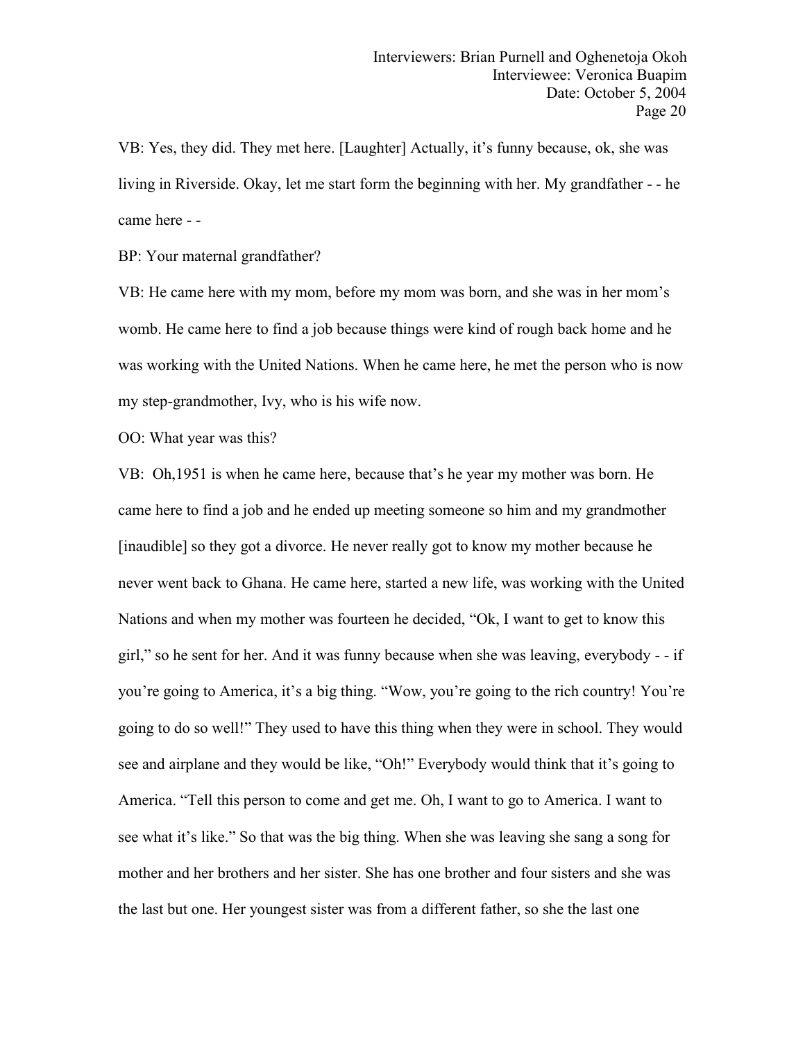VB: Yes, they did. They met here. [Laughter] Actually, it's funny because, ok, she was living in Riverside. Okay, let me start form the beginning with her. My grandfather - - he came here - -

BP: Your maternal grandfather?

VB: He came here with my mom, before my mom was born, and she was in her mom's womb. He came here to find a job because things were kind of rough back home and he was working with the United Nations. When he came here, he met the person who is now my step-grandmother, Ivy, who is his wife now.

OO: What year was this?

VB: Oh,1951 is when he came here, because that's he year my mother was born. He came here to find a job and he ended up meeting someone so him and my grandmother [inaudible] so they got a divorce. He never really got to know my mother because he never went back to Ghana. He came here, started a new life, was working with the United Nations and when my mother was fourteen he decided, "Ok, I want to get to know this girl," so he sent for her. And it was funny because when she was leaving, everybody - - if you're going to America, it's a big thing. "Wow, you're going to the rich country! You're going to do so well!" They used to have this thing when they were in school. They would see and airplane and they would be like, "Oh!" Everybody would think that it's going to America. "Tell this person to come and get me. Oh, I want to go to America. I want to see what it's like." So that was the big thing. When she was leaving she sang a song for mother and her brothers and her sister. She has one brother and four sisters and she was the last but one. Her youngest sister was from a different father, so she the last one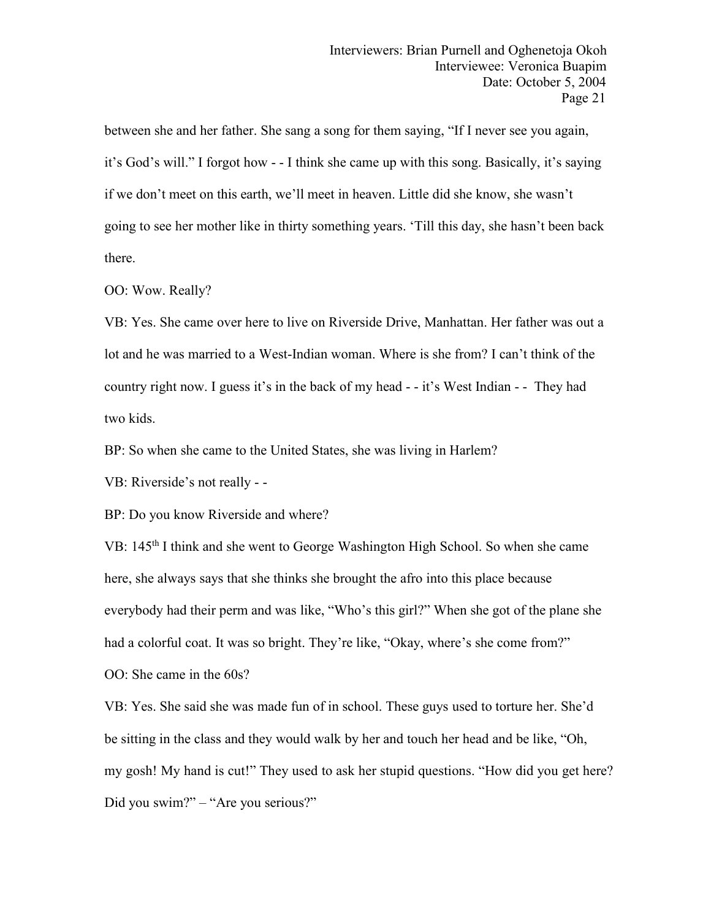between she and her father. She sang a song for them saying, "If I never see you again, it's God's will." I forgot how - - I think she came up with this song. Basically, it's saying if we don't meet on this earth, we'll meet in heaven. Little did she know, she wasn't going to see her mother like in thirty something years. 'Till this day, she hasn't been back there.

OO: Wow. Really?

VB: Yes. She came over here to live on Riverside Drive, Manhattan. Her father was out a lot and he was married to a West-Indian woman. Where is she from? I can't think of the country right now. I guess it's in the back of my head - - it's West Indian - - They had two kids.

BP: So when she came to the United States, she was living in Harlem?

VB: Riverside's not really - -

BP: Do you know Riverside and where?

VB: 145th I think and she went to George Washington High School. So when she came here, she always says that she thinks she brought the afro into this place because everybody had their perm and was like, "Who's this girl?" When she got of the plane she had a colorful coat. It was so bright. They're like, "Okay, where's she come from?"

OO: She came in the 60s?

VB: Yes. She said she was made fun of in school. These guys used to torture her. She'd be sitting in the class and they would walk by her and touch her head and be like, "Oh, my gosh! My hand is cut!" They used to ask her stupid questions. "How did you get here? Did you swim?" – "Are you serious?"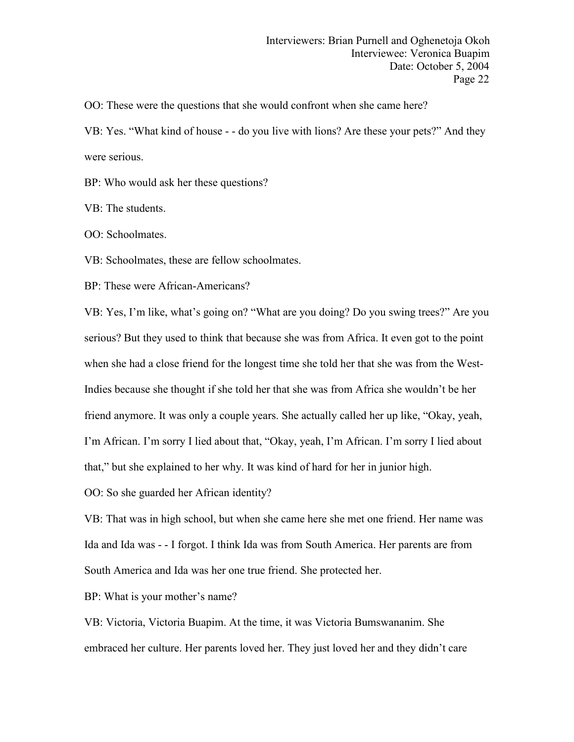OO: These were the questions that she would confront when she came here?

VB: Yes. "What kind of house - - do you live with lions? Are these your pets?" And they were serious.

BP: Who would ask her these questions?

VB: The students.

OO: Schoolmates.

VB: Schoolmates, these are fellow schoolmates.

BP: These were African-Americans?

VB: Yes, I'm like, what's going on? "What are you doing? Do you swing trees?" Are you serious? But they used to think that because she was from Africa. It even got to the point when she had a close friend for the longest time she told her that she was from the West-Indies because she thought if she told her that she was from Africa she wouldn't be her friend anymore. It was only a couple years. She actually called her up like, "Okay, yeah, I'm African. I'm sorry I lied about that, "Okay, yeah, I'm African. I'm sorry I lied about that," but she explained to her why. It was kind of hard for her in junior high.

OO: So she guarded her African identity?

VB: That was in high school, but when she came here she met one friend. Her name was Ida and Ida was - - I forgot. I think Ida was from South America. Her parents are from South America and Ida was her one true friend. She protected her.

BP: What is your mother's name?

VB: Victoria, Victoria Buapim. At the time, it was Victoria Bumswananim. She embraced her culture. Her parents loved her. They just loved her and they didn't care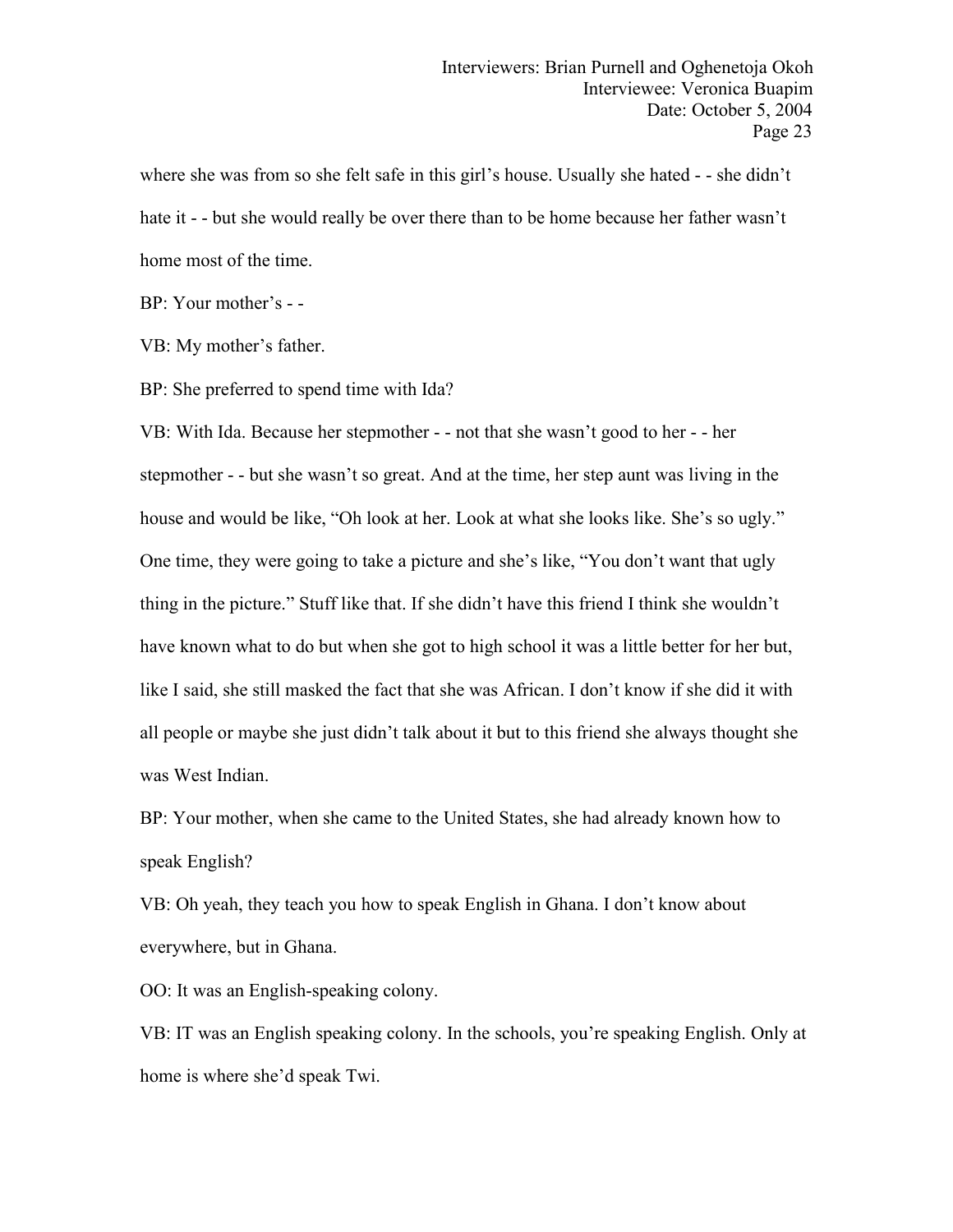where she was from so she felt safe in this girl's house. Usually she hated - - she didn't hate it - - but she would really be over there than to be home because her father wasn't home most of the time.

BP: Your mother's - -

VB: My mother's father.

BP: She preferred to spend time with Ida?

VB: With Ida. Because her stepmother - - not that she wasn't good to her - - her stepmother - - but she wasn't so great. And at the time, her step aunt was living in the house and would be like, "Oh look at her. Look at what she looks like. She's so ugly." One time, they were going to take a picture and she's like, "You don't want that ugly thing in the picture." Stuff like that. If she didn't have this friend I think she wouldn't have known what to do but when she got to high school it was a little better for her but, like I said, she still masked the fact that she was African. I don't know if she did it with all people or maybe she just didn't talk about it but to this friend she always thought she was West Indian.

BP: Your mother, when she came to the United States, she had already known how to speak English?

VB: Oh yeah, they teach you how to speak English in Ghana. I don't know about everywhere, but in Ghana.

OO: It was an English-speaking colony.

VB: IT was an English speaking colony. In the schools, you're speaking English. Only at home is where she'd speak Twi.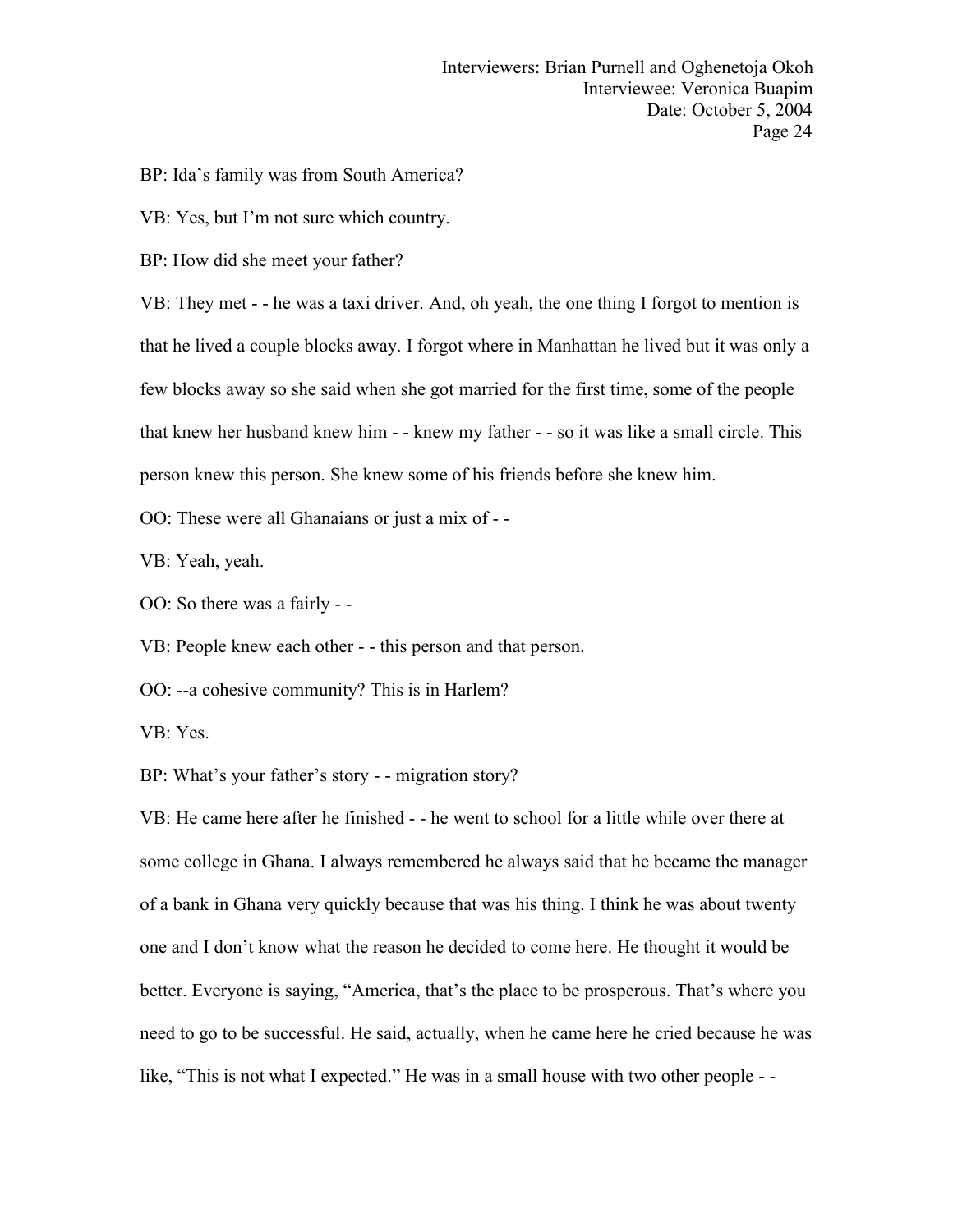BP: Ida's family was from South America?

VB: Yes, but I'm not sure which country.

BP: How did she meet your father?

VB: They met - - he was a taxi driver. And, oh yeah, the one thing I forgot to mention is that he lived a couple blocks away. I forgot where in Manhattan he lived but it was only a few blocks away so she said when she got married for the first time, some of the people that knew her husband knew him - - knew my father - - so it was like a small circle. This person knew this person. She knew some of his friends before she knew him.

OO: These were all Ghanaians or just a mix of - -

VB: Yeah, yeah.

OO: So there was a fairly - -

VB: People knew each other - - this person and that person.

OO: --a cohesive community? This is in Harlem?

VB: Yes.

BP: What's your father's story - - migration story?

VB: He came here after he finished - - he went to school for a little while over there at some college in Ghana. I always remembered he always said that he became the manager of a bank in Ghana very quickly because that was his thing. I think he was about twenty one and I don't know what the reason he decided to come here. He thought it would be better. Everyone is saying, "America, that's the place to be prosperous. That's where you need to go to be successful. He said, actually, when he came here he cried because he was like, "This is not what I expected." He was in a small house with two other people - -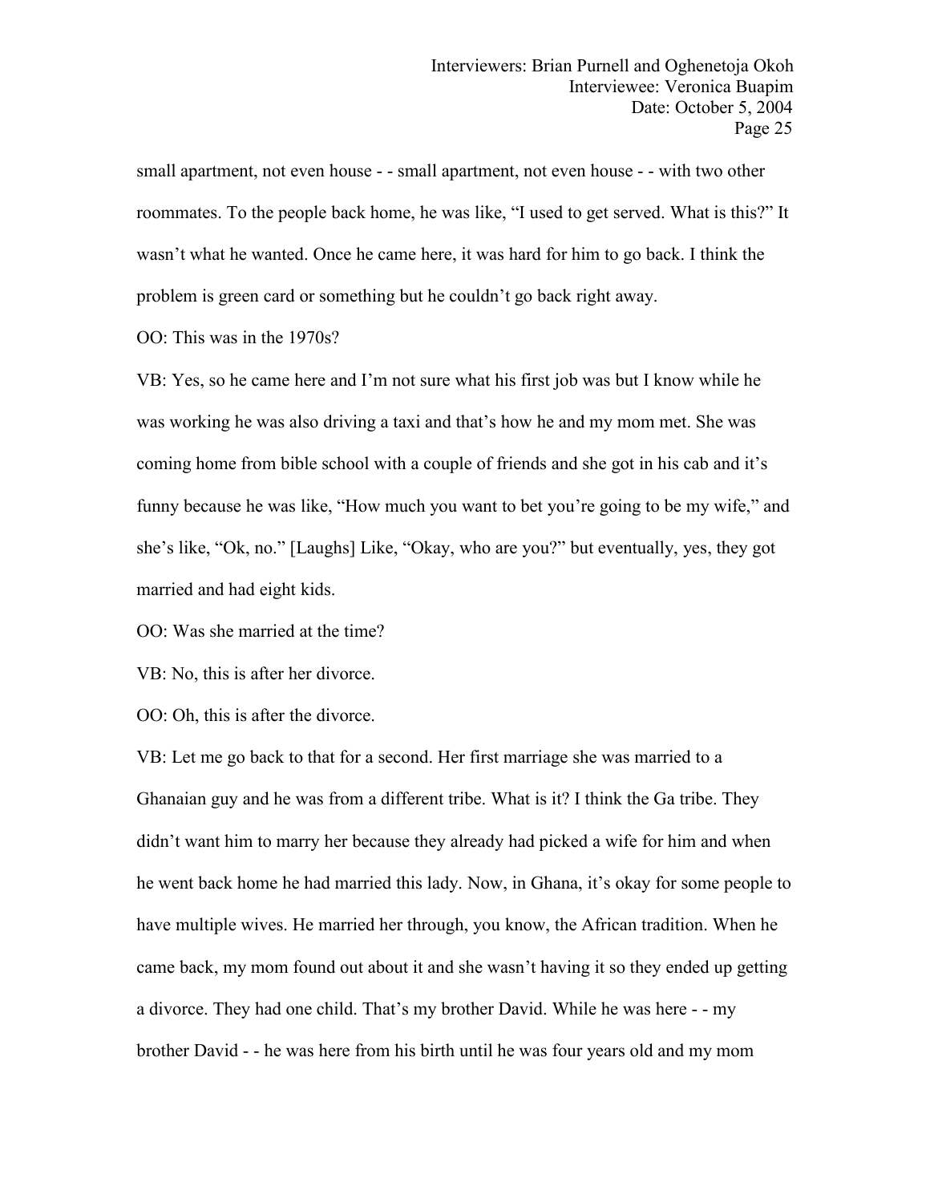small apartment, not even house - - small apartment, not even house - - with two other roommates. To the people back home, he was like, "I used to get served. What is this?" It wasn't what he wanted. Once he came here, it was hard for him to go back. I think the problem is green card or something but he couldn't go back right away.

OO: This was in the 1970s?

VB: Yes, so he came here and I'm not sure what his first job was but I know while he was working he was also driving a taxi and that's how he and my mom met. She was coming home from bible school with a couple of friends and she got in his cab and it's funny because he was like, "How much you want to bet you're going to be my wife," and she's like, "Ok, no." [Laughs] Like, "Okay, who are you?" but eventually, yes, they got married and had eight kids.

OO: Was she married at the time?

VB: No, this is after her divorce.

OO: Oh, this is after the divorce.

VB: Let me go back to that for a second. Her first marriage she was married to a Ghanaian guy and he was from a different tribe. What is it? I think the Ga tribe. They didn't want him to marry her because they already had picked a wife for him and when he went back home he had married this lady. Now, in Ghana, it's okay for some people to have multiple wives. He married her through, you know, the African tradition. When he came back, my mom found out about it and she wasn't having it so they ended up getting a divorce. They had one child. That's my brother David. While he was here - - my brother David - - he was here from his birth until he was four years old and my mom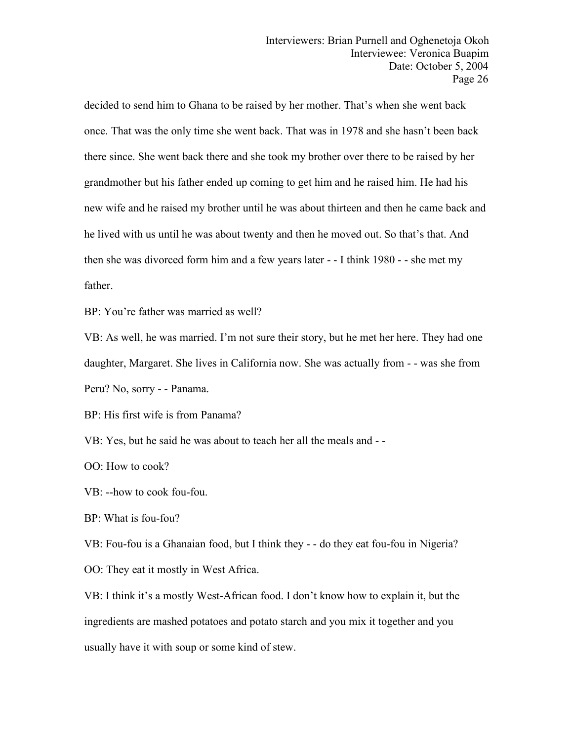decided to send him to Ghana to be raised by her mother. That's when she went back once. That was the only time she went back. That was in 1978 and she hasn't been back there since. She went back there and she took my brother over there to be raised by her grandmother but his father ended up coming to get him and he raised him. He had his new wife and he raised my brother until he was about thirteen and then he came back and he lived with us until he was about twenty and then he moved out. So that's that. And then she was divorced form him and a few years later - - I think 1980 - - she met my father.

BP: You're father was married as well?

VB: As well, he was married. I'm not sure their story, but he met her here. They had one daughter, Margaret. She lives in California now. She was actually from - - was she from Peru? No, sorry - - Panama.

BP: His first wife is from Panama?

VB: Yes, but he said he was about to teach her all the meals and - -

OO: How to cook?

VB: --how to cook fou-fou.

BP: What is fou-fou?

VB: Fou-fou is a Ghanaian food, but I think they - - do they eat fou-fou in Nigeria?

OO: They eat it mostly in West Africa.

VB: I think it's a mostly West-African food. I don't know how to explain it, but the ingredients are mashed potatoes and potato starch and you mix it together and you usually have it with soup or some kind of stew.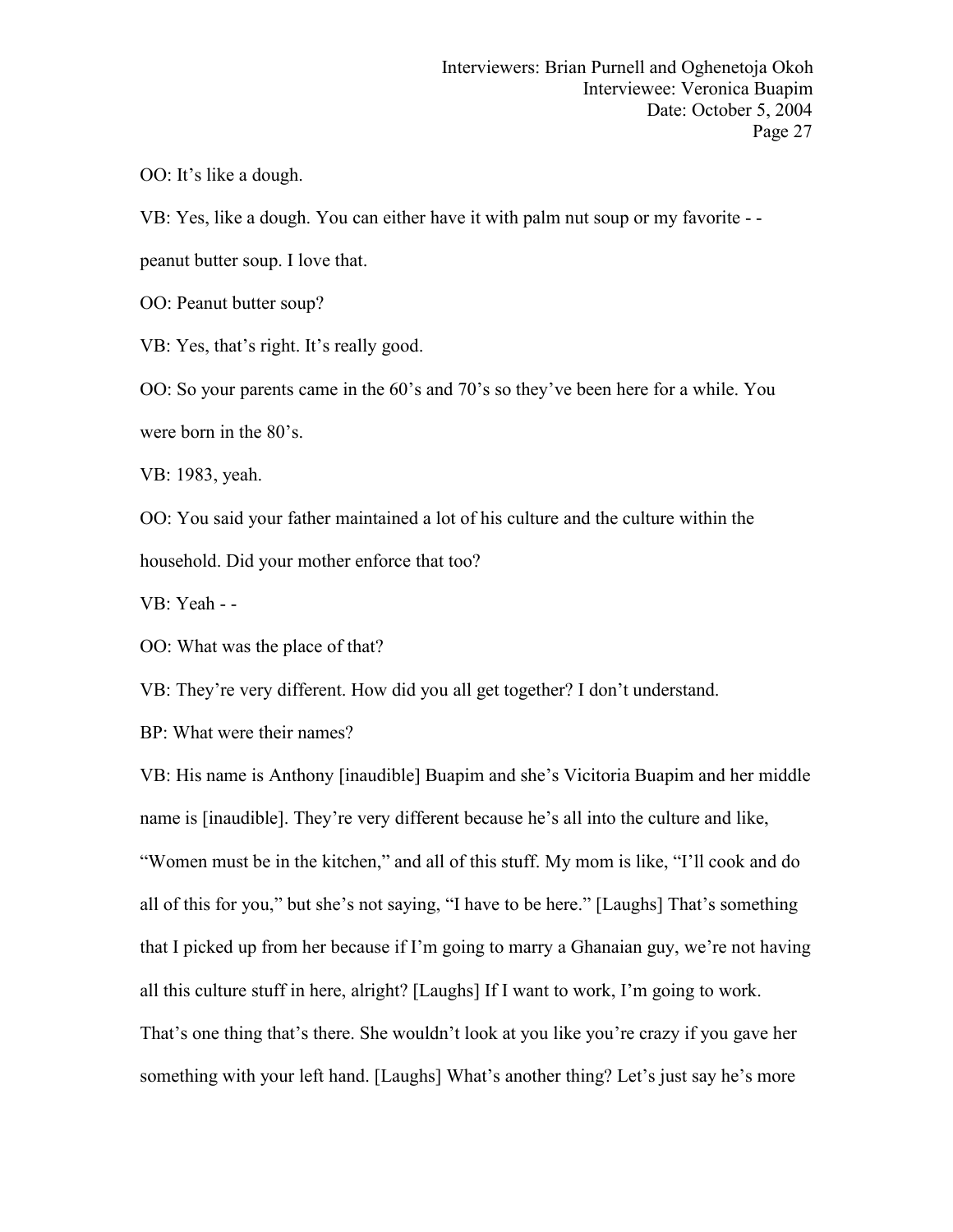OO: It's like a dough.

VB: Yes, like a dough. You can either have it with palm nut soup or my favorite - - peanut butter soup. I love that.

OO: Peanut butter soup?

VB: Yes, that's right. It's really good.

OO: So your parents came in the 60's and 70's so they've been here for a while. You were born in the 80's.

VB: 1983, yeah.

OO: You said your father maintained a lot of his culture and the culture within the household. Did your mother enforce that too?

VB: Yeah - -

OO: What was the place of that?

VB: They're very different. How did you all get together? I don't understand.

BP: What were their names?

VB: His name is Anthony [inaudible] Buapim and she's Vicitoria Buapim and her middle name is [inaudible]. They're very different because he's all into the culture and like, "Women must be in the kitchen," and all of this stuff. My mom is like, "I'll cook and do all of this for you," but she's not saying, "I have to be here." [Laughs] That's something that I picked up from her because if I'm going to marry a Ghanaian guy, we're not having all this culture stuff in here, alright? [Laughs] If I want to work, I'm going to work. That's one thing that's there. She wouldn't look at you like you're crazy if you gave her something with your left hand. [Laughs] What's another thing? Let's just say he's more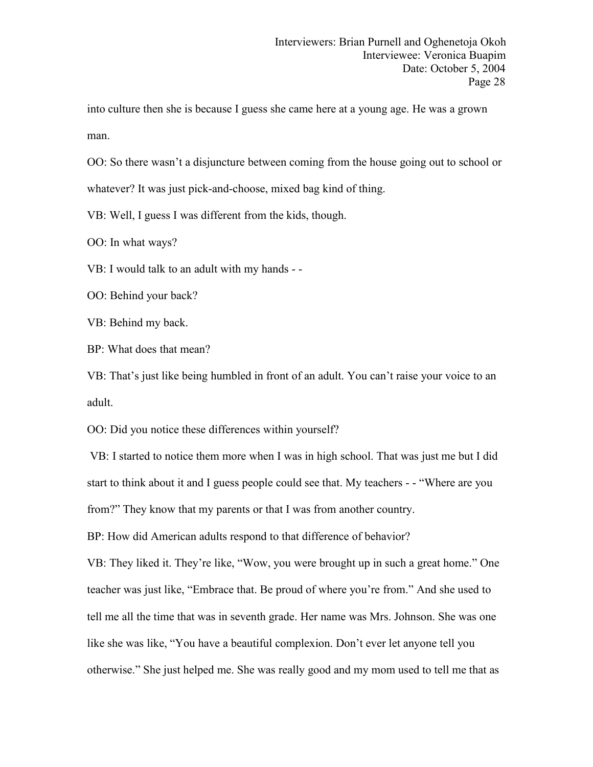into culture then she is because I guess she came here at a young age. He was a grown man.

OO: So there wasn't a disjuncture between coming from the house going out to school or whatever? It was just pick-and-choose, mixed bag kind of thing.

VB: Well, I guess I was different from the kids, though.

OO: In what ways?

VB: I would talk to an adult with my hands - -

OO: Behind your back?

VB: Behind my back.

BP: What does that mean?

VB: That's just like being humbled in front of an adult. You can't raise your voice to an adult.

OO: Did you notice these differences within yourself?

VB: I started to notice them more when I was in high school. That was just me but I did start to think about it and I guess people could see that. My teachers - - "Where are you from?" They know that my parents or that I was from another country.

BP: How did American adults respond to that difference of behavior?

VB: They liked it. They're like, "Wow, you were brought up in such a great home." One teacher was just like, "Embrace that. Be proud of where you're from." And she used to tell me all the time that was in seventh grade. Her name was Mrs. Johnson. She was one like she was like, "You have a beautiful complexion. Don't ever let anyone tell you otherwise." She just helped me. She was really good and my mom used to tell me that as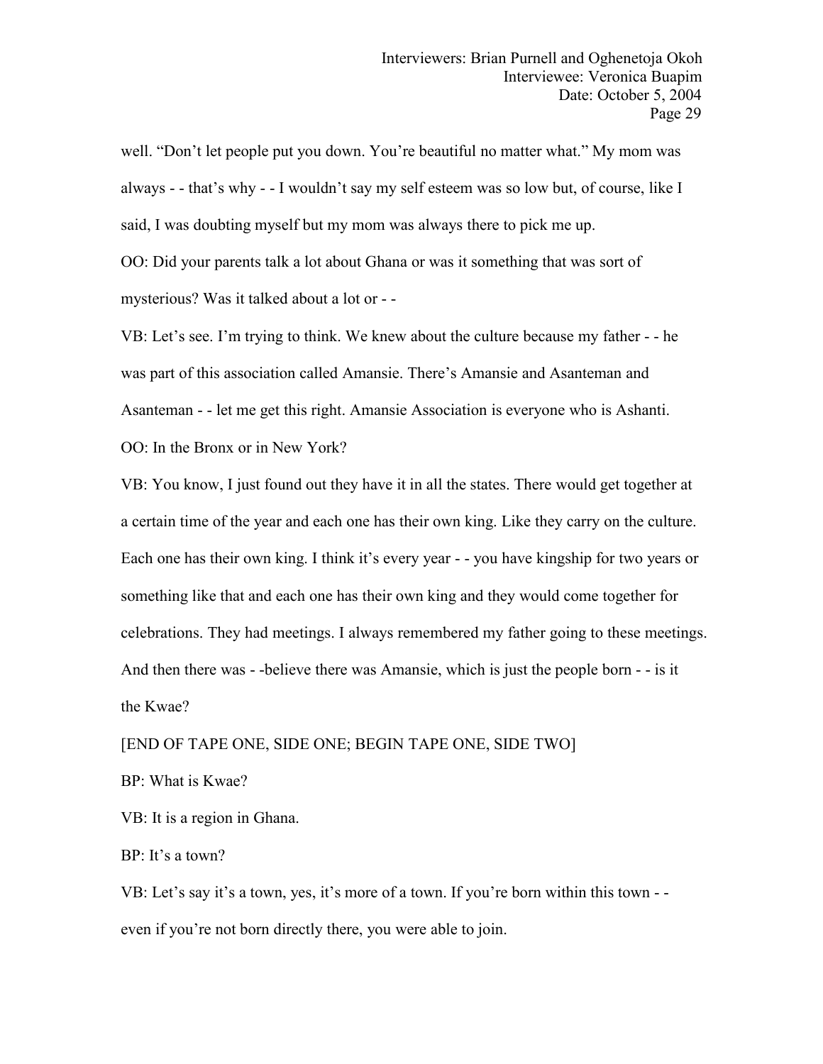well. "Don't let people put you down. You're beautiful no matter what." My mom was always - - that's why - - I wouldn't say my self esteem was so low but, of course, like I said, I was doubting myself but my mom was always there to pick me up.

OO: Did your parents talk a lot about Ghana or was it something that was sort of mysterious? Was it talked about a lot or - -

VB: Let's see. I'm trying to think. We knew about the culture because my father - - he was part of this association called Amansie. There's Amansie and Asanteman and Asanteman - - let me get this right. Amansie Association is everyone who is Ashanti.

OO: In the Bronx or in New York?

VB: You know, I just found out they have it in all the states. There would get together at a certain time of the year and each one has their own king. Like they carry on the culture. Each one has their own king. I think it's every year - - you have kingship for two years or something like that and each one has their own king and they would come together for celebrations. They had meetings. I always remembered my father going to these meetings. And then there was - -believe there was Amansie, which is just the people born - - is it the Kwae?

[END OF TAPE ONE, SIDE ONE; BEGIN TAPE ONE, SIDE TWO]

BP: What is Kwae?

VB: It is a region in Ghana.

BP: It's a town?

VB: Let's say it's a town, yes, it's more of a town. If you're born within this town - - even if you're not born directly there, you were able to join.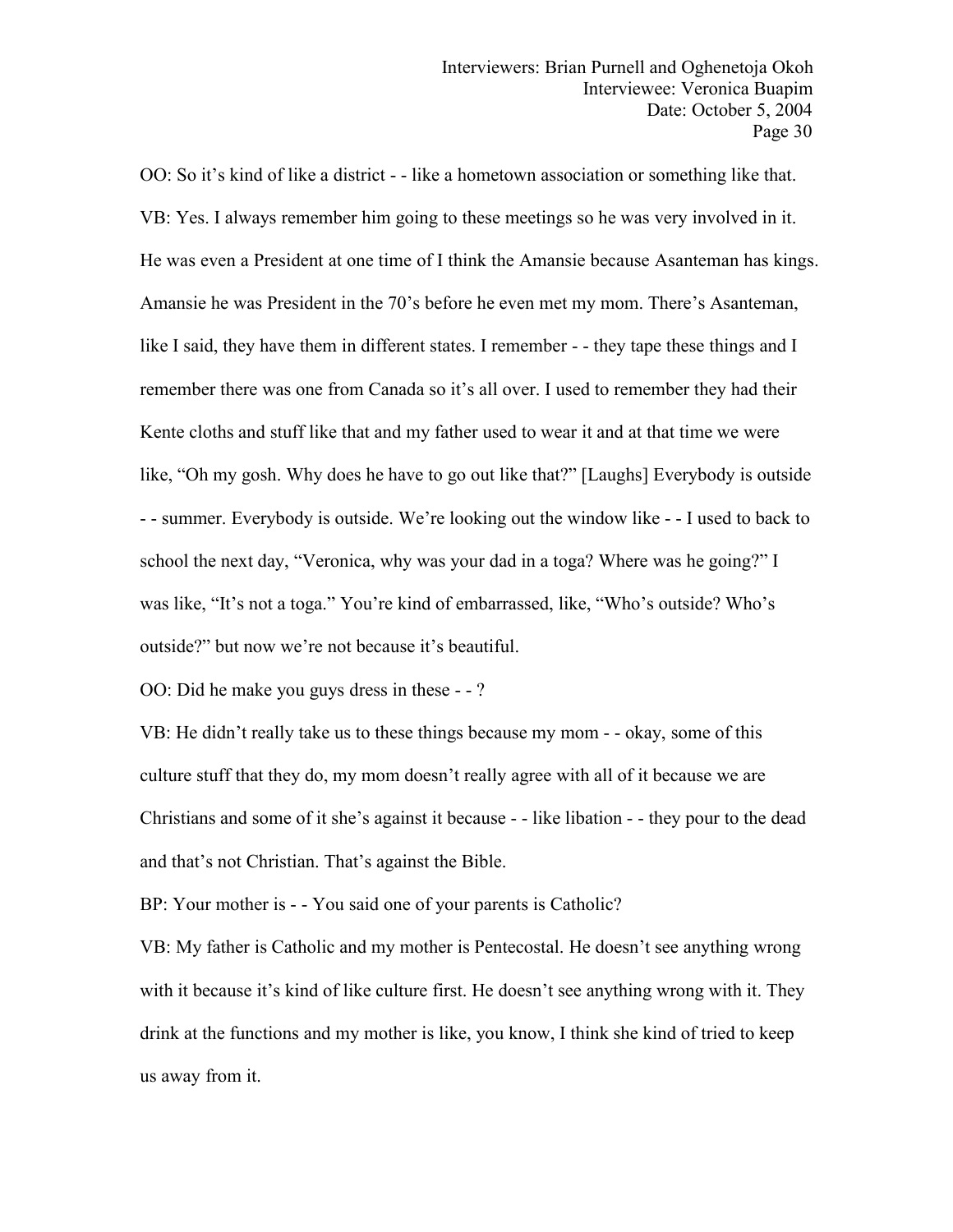OO: So it's kind of like a district - - like a hometown association or something like that.

VB: Yes. I always remember him going to these meetings so he was very involved in it. He was even a President at one time of I think the Amansie because Asanteman has kings. Amansie he was President in the 70's before he even met my mom. There's Asanteman, like I said, they have them in different states. I remember - - they tape these things and I remember there was one from Canada so it's all over. I used to remember they had their Kente cloths and stuff like that and my father used to wear it and at that time we were like, "Oh my gosh. Why does he have to go out like that?" [Laughs] Everybody is outside - - summer. Everybody is outside. We're looking out the window like - - I used to back to school the next day, "Veronica, why was your dad in a toga? Where was he going?" I was like, "It's not a toga." You're kind of embarrassed, like, "Who's outside? Who's outside?" but now we're not because it's beautiful.

OO: Did he make you guys dress in these - - ?

VB: He didn't really take us to these things because my mom - - okay, some of this culture stuff that they do, my mom doesn't really agree with all of it because we are Christians and some of it she's against it because - - like libation - - they pour to the dead and that's not Christian. That's against the Bible.

BP: Your mother is - - You said one of your parents is Catholic?

VB: My father is Catholic and my mother is Pentecostal. He doesn't see anything wrong with it because it's kind of like culture first. He doesn't see anything wrong with it. They drink at the functions and my mother is like, you know, I think she kind of tried to keep us away from it.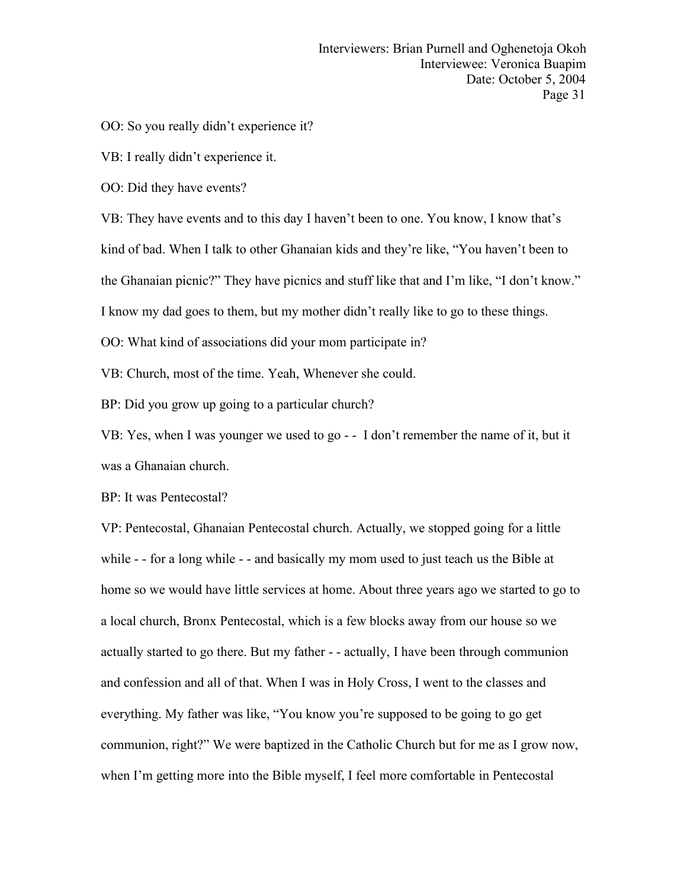OO: So you really didn't experience it?

VB: I really didn't experience it.

OO: Did they have events?

VB: They have events and to this day I haven't been to one. You know, I know that's kind of bad. When I talk to other Ghanaian kids and they're like, "You haven't been to the Ghanaian picnic?" They have picnics and stuff like that and I'm like, "I don't know." I know my dad goes to them, but my mother didn't really like to go to these things.

OO: What kind of associations did your mom participate in?

VB: Church, most of the time. Yeah, Whenever she could.

BP: Did you grow up going to a particular church?

VB: Yes, when I was younger we used to go - - I don't remember the name of it, but it was a Ghanaian church.

BP: It was Pentecostal?

VP: Pentecostal, Ghanaian Pentecostal church. Actually, we stopped going for a little while - - for a long while - - and basically my mom used to just teach us the Bible at home so we would have little services at home. About three years ago we started to go to a local church, Bronx Pentecostal, which is a few blocks away from our house so we actually started to go there. But my father - - actually, I have been through communion and confession and all of that. When I was in Holy Cross, I went to the classes and everything. My father was like, "You know you're supposed to be going to go get communion, right?" We were baptized in the Catholic Church but for me as I grow now, when I'm getting more into the Bible myself, I feel more comfortable in Pentecostal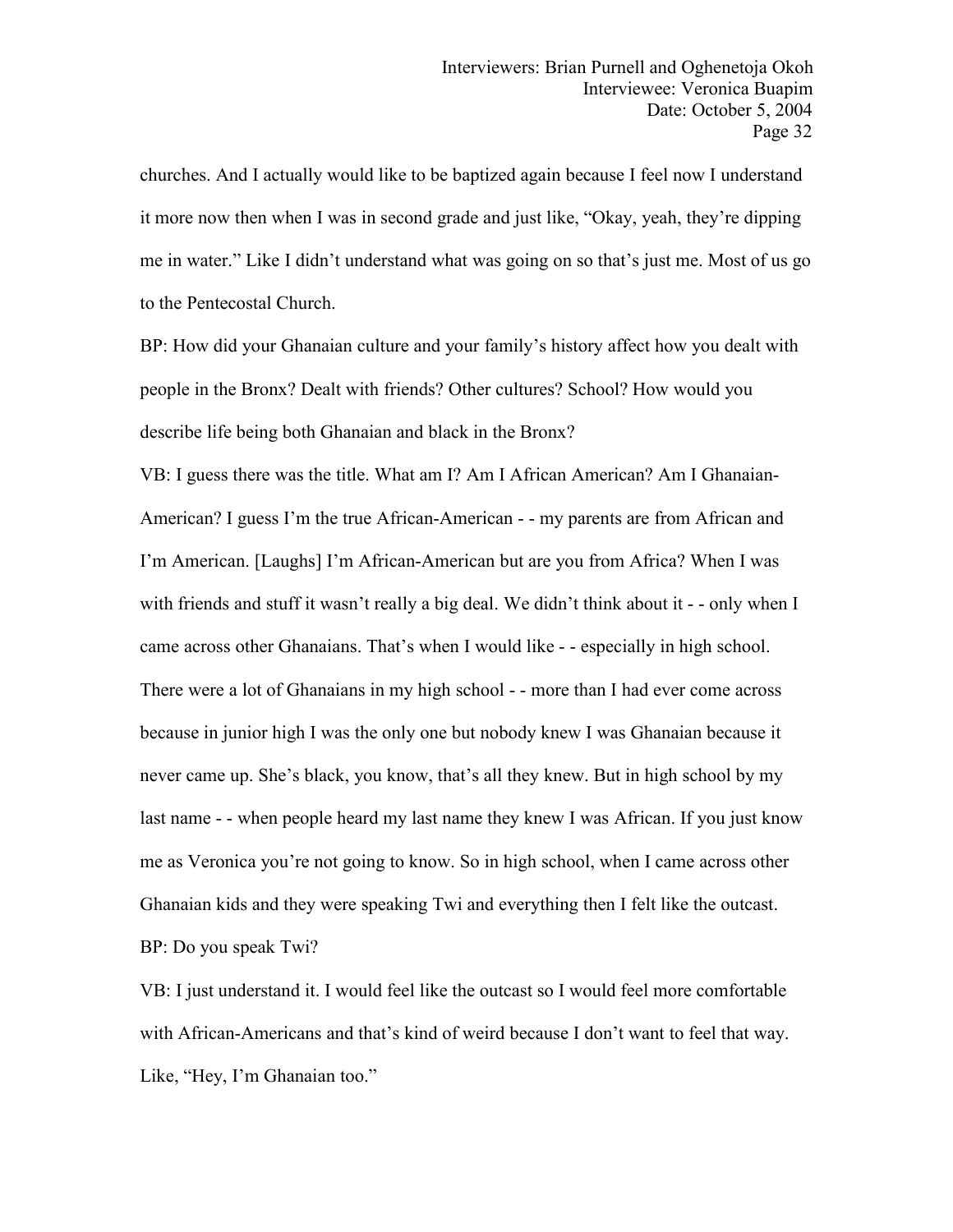churches. And I actually would like to be baptized again because I feel now I understand it more now then when I was in second grade and just like, "Okay, yeah, they're dipping me in water." Like I didn't understand what was going on so that's just me. Most of us go to the Pentecostal Church.

BP: How did your Ghanaian culture and your family's history affect how you dealt with people in the Bronx? Dealt with friends? Other cultures? School? How would you describe life being both Ghanaian and black in the Bronx?

VB: I guess there was the title. What am I? Am I African American? Am I Ghanaian-American? I guess I'm the true African-American - - my parents are from African and I'm American. [Laughs] I'm African-American but are you from Africa? When I was with friends and stuff it wasn't really a big deal. We didn't think about it - - only when I came across other Ghanaians. That's when I would like - - especially in high school. There were a lot of Ghanaians in my high school - - more than I had ever come across because in junior high I was the only one but nobody knew I was Ghanaian because it never came up. She's black, you know, that's all they knew. But in high school by my last name - - when people heard my last name they knew I was African. If you just know me as Veronica you're not going to know. So in high school, when I came across other Ghanaian kids and they were speaking Twi and everything then I felt like the outcast.

BP: Do you speak Twi?

VB: I just understand it. I would feel like the outcast so I would feel more comfortable with African-Americans and that's kind of weird because I don't want to feel that way. Like, "Hey, I'm Ghanaian too."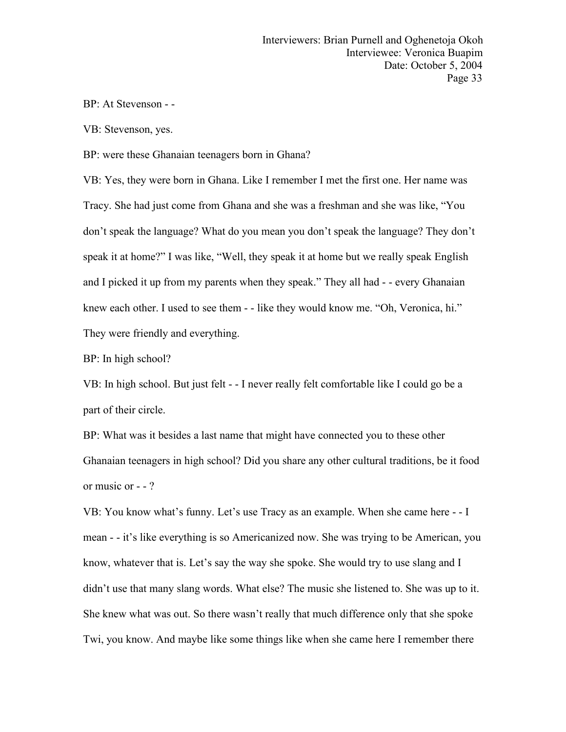BP: At Stevenson - -

VB: Stevenson, yes.

BP: were these Ghanaian teenagers born in Ghana?

VB: Yes, they were born in Ghana. Like I remember I met the first one. Her name was Tracy. She had just come from Ghana and she was a freshman and she was like, "You don't speak the language? What do you mean you don't speak the language? They don't speak it at home?" I was like, "Well, they speak it at home but we really speak English and I picked it up from my parents when they speak." They all had - - every Ghanaian knew each other. I used to see them - - like they would know me. "Oh, Veronica, hi." They were friendly and everything.

BP: In high school?

VB: In high school. But just felt - - I never really felt comfortable like I could go be a part of their circle.

BP: What was it besides a last name that might have connected you to these other Ghanaian teenagers in high school? Did you share any other cultural traditions, be it food or music or - - ?

VB: You know what's funny. Let's use Tracy as an example. When she came here - - I mean - - it's like everything is so Americanized now. She was trying to be American, you know, whatever that is. Let's say the way she spoke. She would try to use slang and I didn't use that many slang words. What else? The music she listened to. She was up to it. She knew what was out. So there wasn't really that much difference only that she spoke Twi, you know. And maybe like some things like when she came here I remember there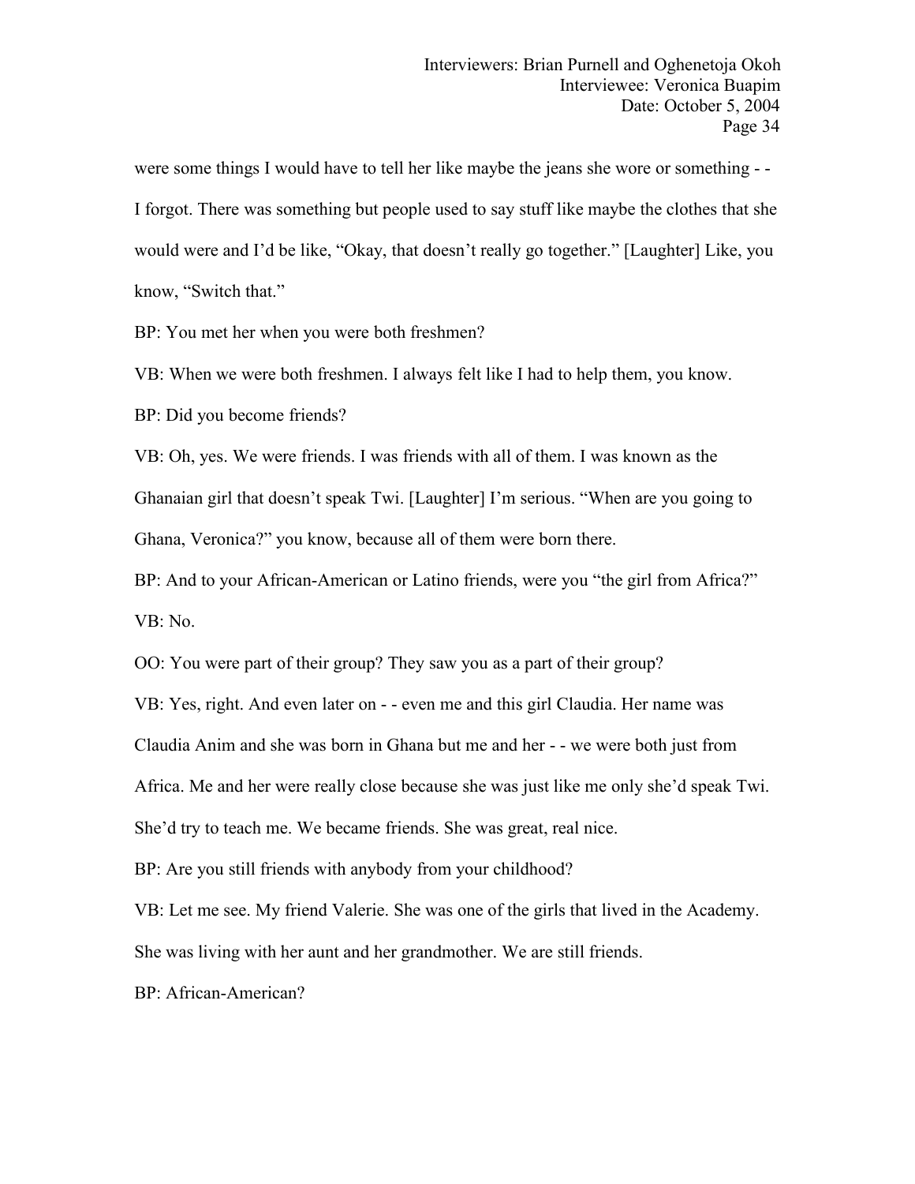were some things I would have to tell her like maybe the jeans she wore or something - - I forgot. There was something but people used to say stuff like maybe the clothes that she would were and I'd be like, "Okay, that doesn't really go together." [Laughter] Like, you know, "Switch that."

BP: You met her when you were both freshmen?

VB: When we were both freshmen. I always felt like I had to help them, you know.

BP: Did you become friends?

VB: Oh, yes. We were friends. I was friends with all of them. I was known as the Ghanaian girl that doesn't speak Twi. [Laughter] I'm serious. "When are you going to Ghana, Veronica?" you know, because all of them were born there.

BP: And to your African-American or Latino friends, were you "the girl from Africa?"

VB: No.

OO: You were part of their group? They saw you as a part of their group?

VB: Yes, right. And even later on - - even me and this girl Claudia. Her name was Claudia Anim and she was born in Ghana but me and her - - we were both just from Africa. Me and her were really close because she was just like me only she'd speak Twi. She'd try to teach me. We became friends. She was great, real nice.

BP: Are you still friends with anybody from your childhood?

VB: Let me see. My friend Valerie. She was one of the girls that lived in the Academy. She was living with her aunt and her grandmother. We are still friends.

BP: African-American?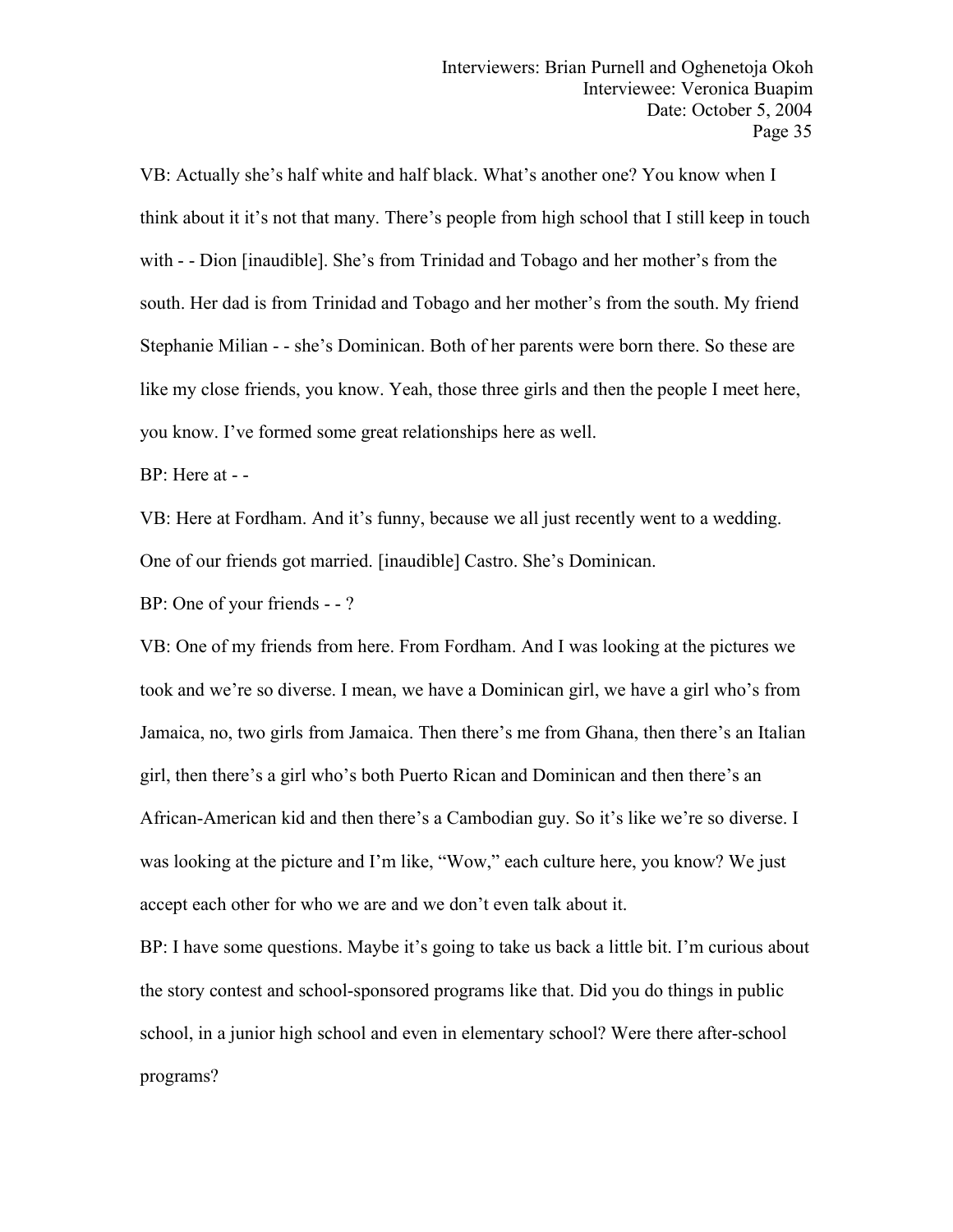VB: Actually she's half white and half black. What's another one? You know when I think about it it's not that many. There's people from high school that I still keep in touch with - - Dion [inaudible]. She's from Trinidad and Tobago and her mother's from the south. Her dad is from Trinidad and Tobago and her mother's from the south. My friend Stephanie Milian - - she's Dominican. Both of her parents were born there. So these are like my close friends, you know. Yeah, those three girls and then the people I meet here, you know. I've formed some great relationships here as well.

BP: Here at - -

VB: Here at Fordham. And it's funny, because we all just recently went to a wedding. One of our friends got married. [inaudible] Castro. She's Dominican.

BP: One of your friends - - ?

VB: One of my friends from here. From Fordham. And I was looking at the pictures we took and we're so diverse. I mean, we have a Dominican girl, we have a girl who's from Jamaica, no, two girls from Jamaica. Then there's me from Ghana, then there's an Italian girl, then there's a girl who's both Puerto Rican and Dominican and then there's an African-American kid and then there's a Cambodian guy. So it's like we're so diverse. I was looking at the picture and I'm like, "Wow," each culture here, you know? We just accept each other for who we are and we don't even talk about it.

BP: I have some questions. Maybe it's going to take us back a little bit. I'm curious about the story contest and school-sponsored programs like that. Did you do things in public school, in a junior high school and even in elementary school? Were there after-school programs?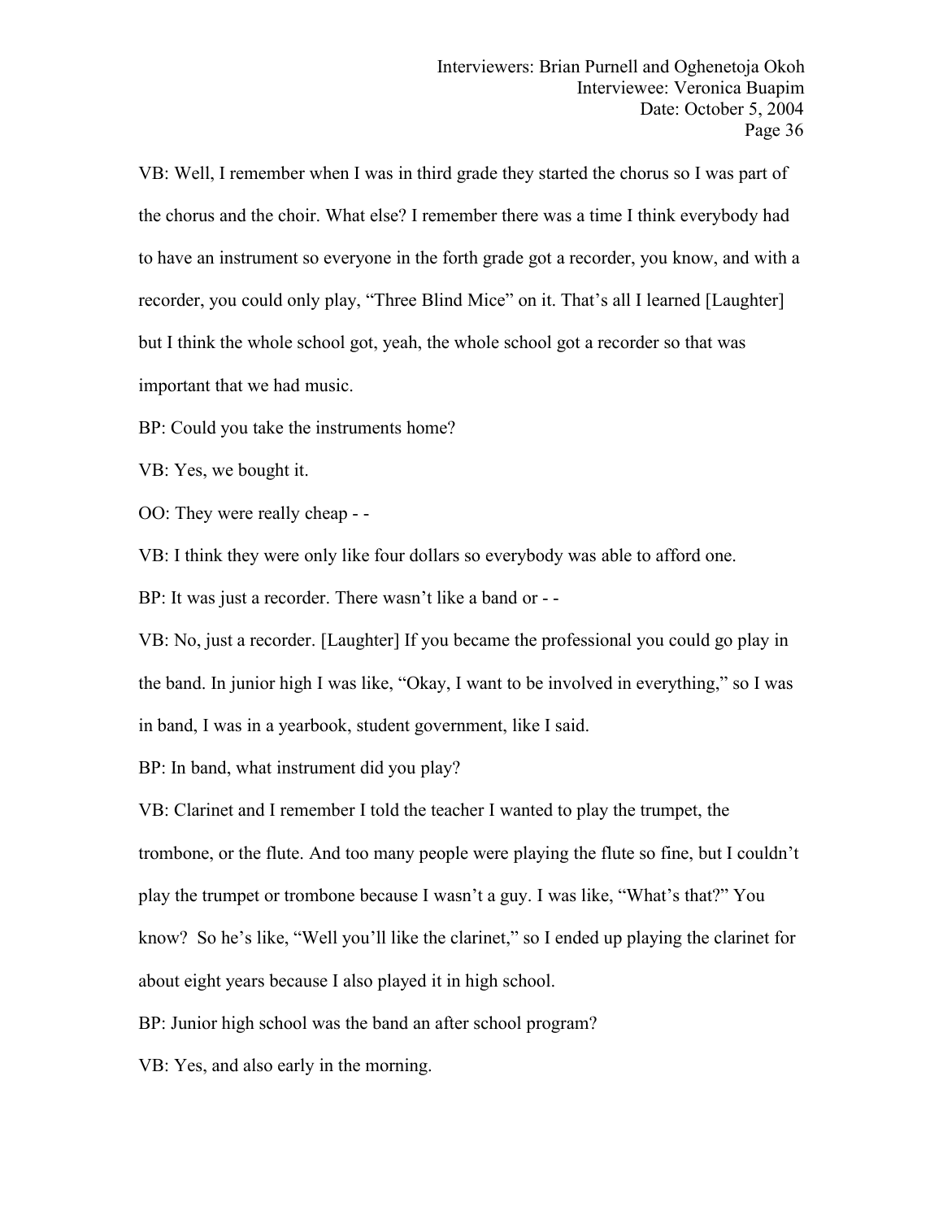VB: Well, I remember when I was in third grade they started the chorus so I was part of the chorus and the choir. What else? I remember there was a time I think everybody had to have an instrument so everyone in the forth grade got a recorder, you know, and with a recorder, you could only play, "Three Blind Mice" on it. That's all I learned [Laughter] but I think the whole school got, yeah, the whole school got a recorder so that was important that we had music.

BP: Could you take the instruments home?

VB: Yes, we bought it.

OO: They were really cheap - -

VB: I think they were only like four dollars so everybody was able to afford one.

BP: It was just a recorder. There wasn't like a band or - -

VB: No, just a recorder. [Laughter] If you became the professional you could go play in the band. In junior high I was like, "Okay, I want to be involved in everything," so I was in band, I was in a yearbook, student government, like I said.

BP: In band, what instrument did you play?

VB: Clarinet and I remember I told the teacher I wanted to play the trumpet, the trombone, or the flute. And too many people were playing the flute so fine, but I couldn't play the trumpet or trombone because I wasn't a guy. I was like, "What's that?" You know? So he's like, "Well you'll like the clarinet," so I ended up playing the clarinet for about eight years because I also played it in high school.

BP: Junior high school was the band an after school program?

VB: Yes, and also early in the morning.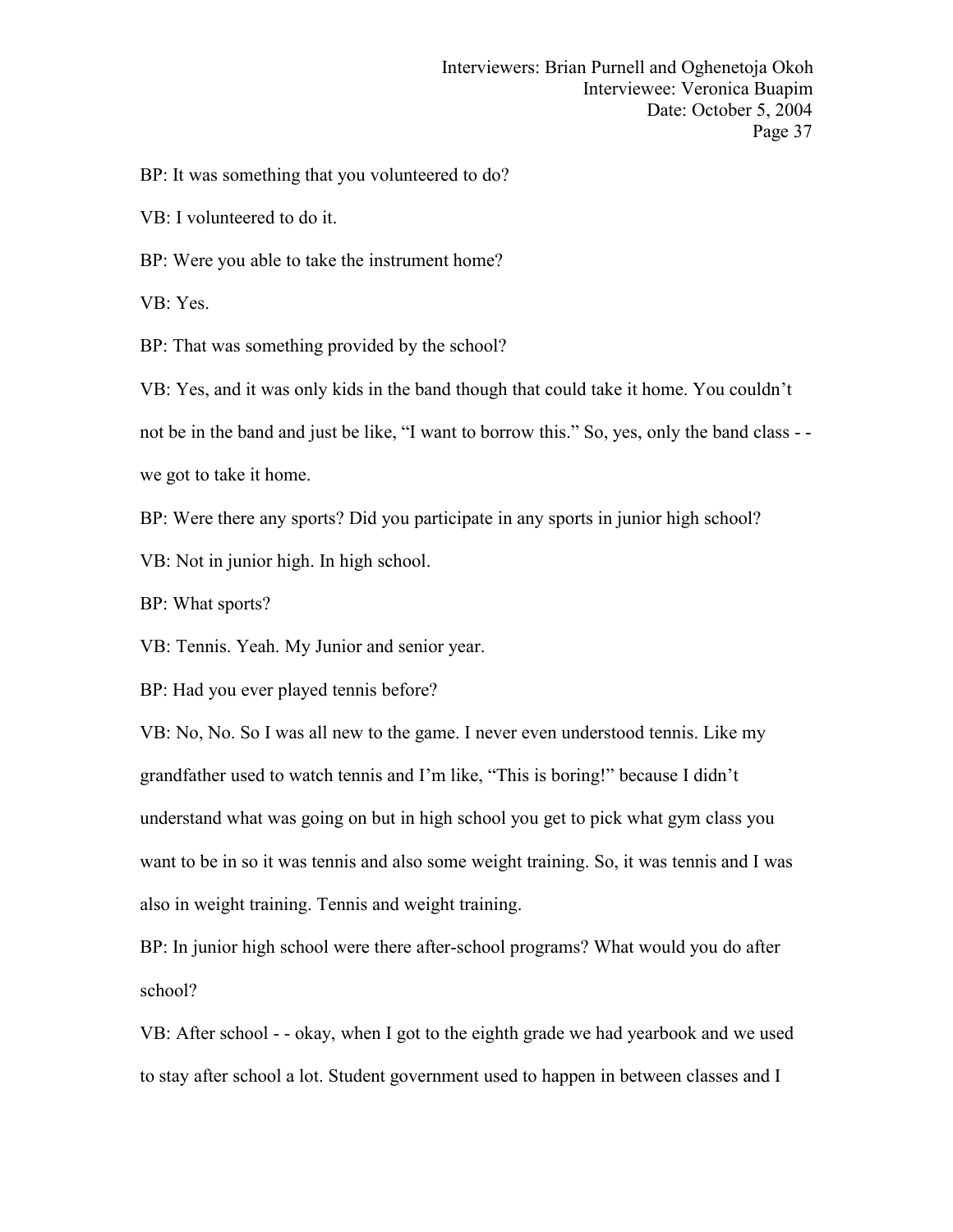BP: It was something that you volunteered to do?

VB: I volunteered to do it.

BP: Were you able to take the instrument home?

VB: Yes.

BP: That was something provided by the school?

VB: Yes, and it was only kids in the band though that could take it home. You couldn't not be in the band and just be like, "I want to borrow this." So, yes, only the band class - - we got to take it home.

BP: Were there any sports? Did you participate in any sports in junior high school?

VB: Not in junior high. In high school.

BP: What sports?

VB: Tennis. Yeah. My Junior and senior year.

BP: Had you ever played tennis before?

VB: No, No. So I was all new to the game. I never even understood tennis. Like my grandfather used to watch tennis and I'm like, "This is boring!" because I didn't understand what was going on but in high school you get to pick what gym class you want to be in so it was tennis and also some weight training. So, it was tennis and I was also in weight training. Tennis and weight training.

BP: In junior high school were there after-school programs? What would you do after school?

VB: After school - - okay, when I got to the eighth grade we had yearbook and we used to stay after school a lot. Student government used to happen in between classes and I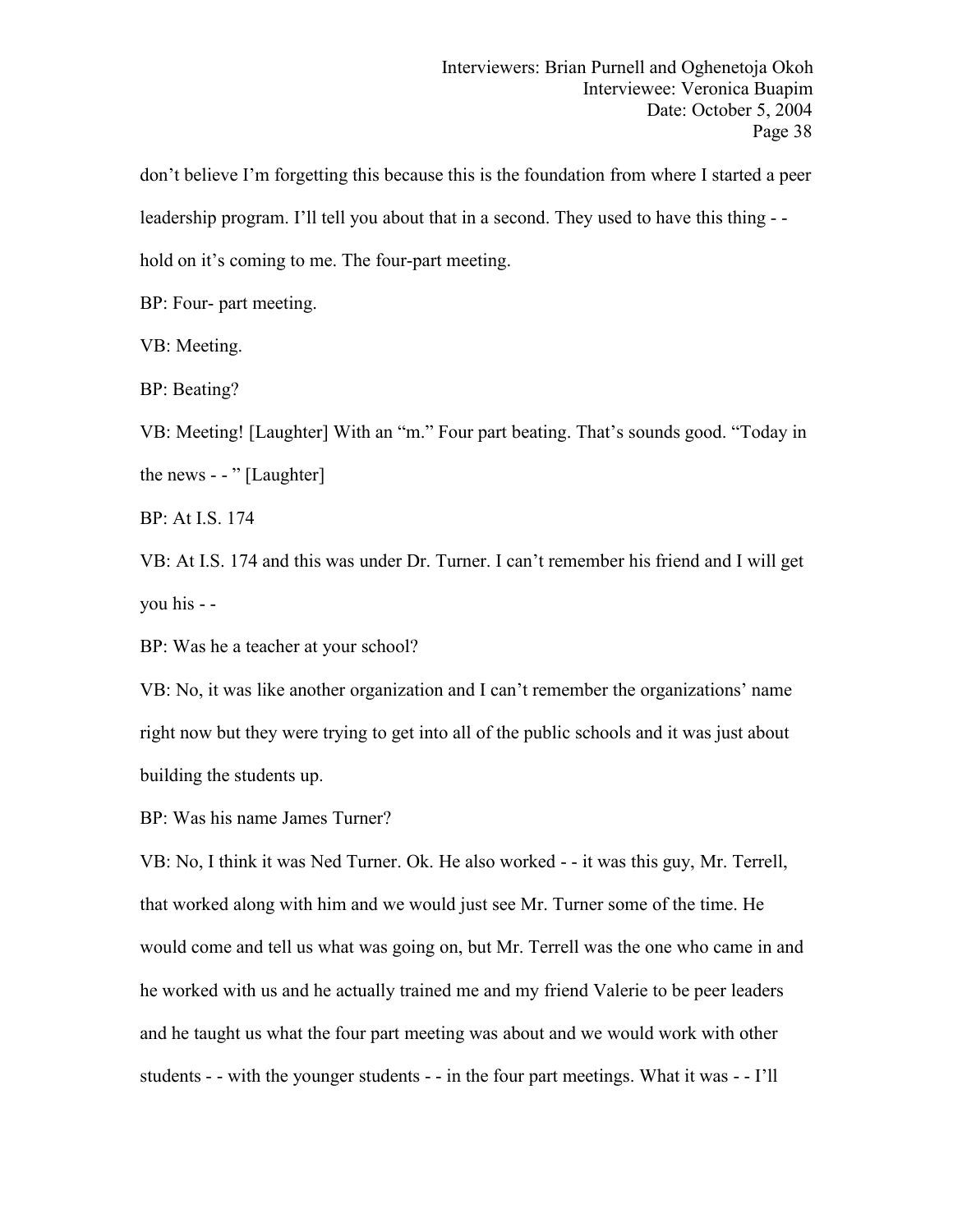don't believe I'm forgetting this because this is the foundation from where I started a peer leadership program. I'll tell you about that in a second. They used to have this thing - - hold on it's coming to me. The four-part meeting.

BP: Four- part meeting.

VB: Meeting.

BP: Beating?

VB: Meeting! [Laughter] With an "m." Four part beating. That's sounds good. "Today in the news - - " [Laughter]

BP: At I.S. 174

VB: At I.S. 174 and this was under Dr. Turner. I can't remember his friend and I will get you his - -

BP: Was he a teacher at your school?

VB: No, it was like another organization and I can't remember the organizations' name right now but they were trying to get into all of the public schools and it was just about building the students up.

BP: Was his name James Turner?

VB: No, I think it was Ned Turner. Ok. He also worked - - it was this guy, Mr. Terrell, that worked along with him and we would just see Mr. Turner some of the time. He would come and tell us what was going on, but Mr. Terrell was the one who came in and he worked with us and he actually trained me and my friend Valerie to be peer leaders and he taught us what the four part meeting was about and we would work with other students - - with the younger students - - in the four part meetings. What it was - - I'll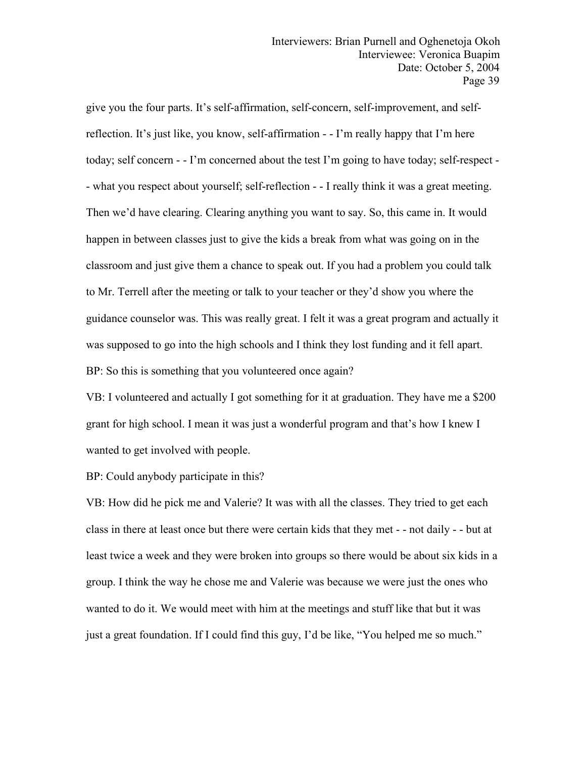give you the four parts. It's self-affirmation, self-concern, self-improvement, and self-reflection. It's just like, you know, self-affirmation - - I'm really happy that I'm here today; self concern - - I'm concerned about the test I'm going to have today; self-respect - - what you respect about yourself; self-reflection - - I really think it was a great meeting. Then we'd have clearing. Clearing anything you want to say. So, this came in. It would happen in between classes just to give the kids a break from what was going on in the classroom and just give them a chance to speak out. If you had a problem you could talk to Mr. Terrell after the meeting or talk to your teacher or they'd show you where the guidance counselor was. This was really great. I felt it was a great program and actually it was supposed to go into the high schools and I think they lost funding and it fell apart.

BP: So this is something that you volunteered once again?

VB: I volunteered and actually I got something for it at graduation. They have me a $200 grant for high school. I mean it was just a wonderful program and that's how I knew I wanted to get involved with people.

BP: Could anybody participate in this?

VB: How did he pick me and Valerie? It was with all the classes. They tried to get each class in there at least once but there were certain kids that they met - - not daily - - but at least twice a week and they were broken into groups so there would be about six kids in a group. I think the way he chose me and Valerie was because we were just the ones who wanted to do it. We would meet with him at the meetings and stuff like that but it was just a great foundation. If I could find this guy, I'd be like, "You helped me so much."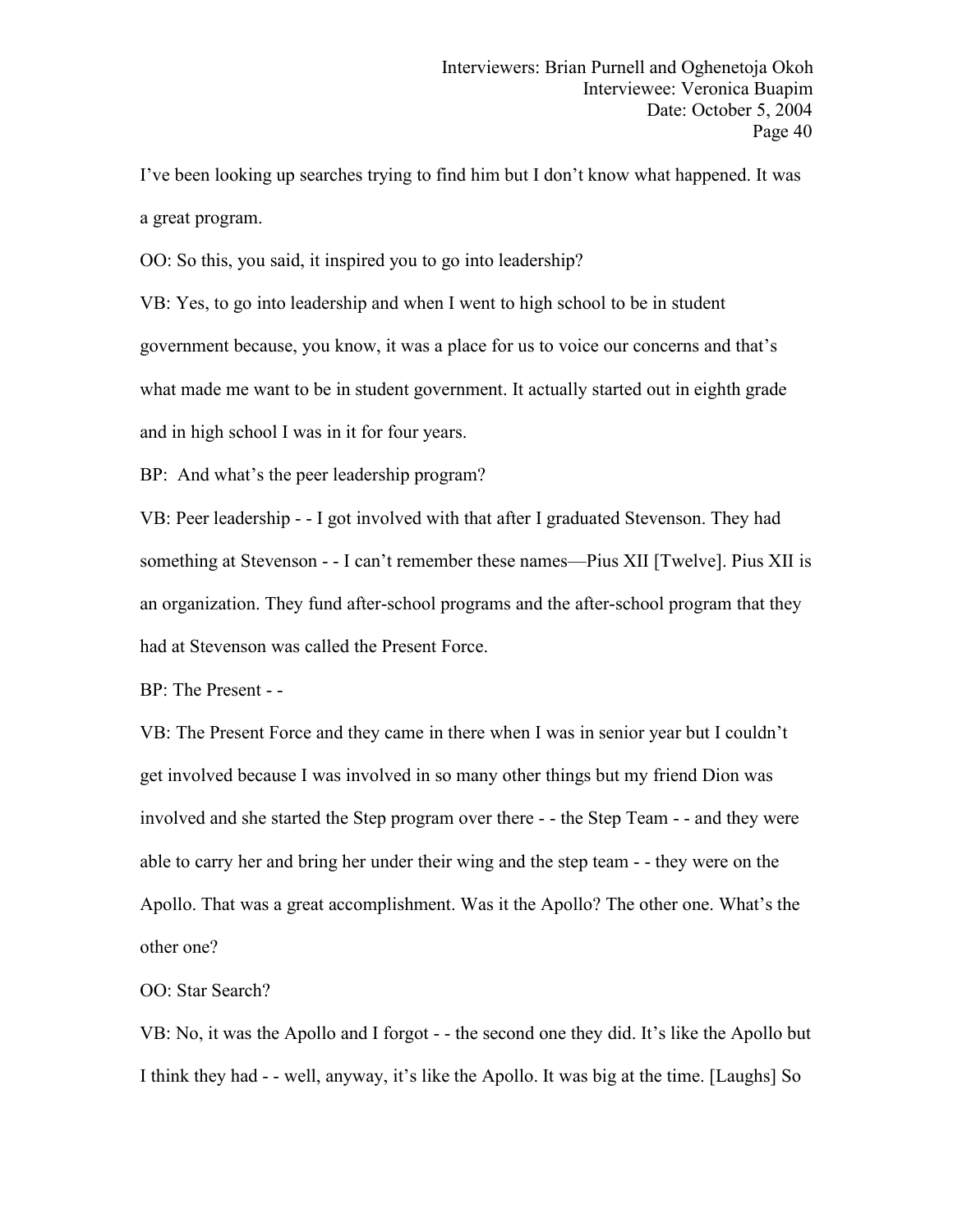I've been looking up searches trying to find him but I don't know what happened. It was a great program.

OO: So this, you said, it inspired you to go into leadership?

VB: Yes, to go into leadership and when I went to high school to be in student government because, you know, it was a place for us to voice our concerns and that's what made me want to be in student government. It actually started out in eighth grade and in high school I was in it for four years.

BP: And what's the peer leadership program?

VB: Peer leadership - - I got involved with that after I graduated Stevenson. They had something at Stevenson - - I can't remember these names—Pius XII [Twelve]. Pius XII is an organization. They fund after-school programs and the after-school program that they had at Stevenson was called the Present Force.

BP: The Present - -

VB: The Present Force and they came in there when I was in senior year but I couldn't get involved because I was involved in so many other things but my friend Dion was involved and she started the Step program over there - - the Step Team - - and they were able to carry her and bring her under their wing and the step team - - they were on the Apollo. That was a great accomplishment. Was it the Apollo? The other one. What's the other one?

OO: Star Search?

VB: No, it was the Apollo and I forgot - - the second one they did. It's like the Apollo but I think they had - - well, anyway, it's like the Apollo. It was big at the time. [Laughs] So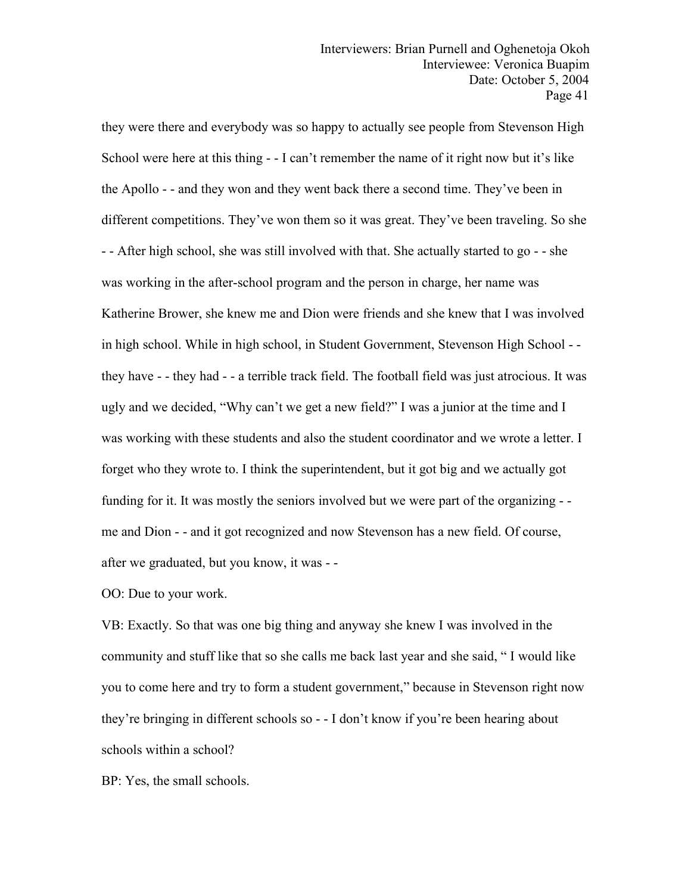they were there and everybody was so happy to actually see people from Stevenson High School were here at this thing - - I can't remember the name of it right now but it's like the Apollo - - and they won and they went back there a second time. They've been in different competitions. They've won them so it was great. They've been traveling. So she - - After high school, she was still involved with that. She actually started to go - - she was working in the after-school program and the person in charge, her name was Katherine Brower, she knew me and Dion were friends and she knew that I was involved in high school. While in high school, in Student Government, Stevenson High School - - they have - - they had - - a terrible track field. The football field was just atrocious. It was ugly and we decided, "Why can't we get a new field?" I was a junior at the time and I was working with these students and also the student coordinator and we wrote a letter. I forget who they wrote to. I think the superintendent, but it got big and we actually got funding for it. It was mostly the seniors involved but we were part of the organizing - - me and Dion - - and it got recognized and now Stevenson has a new field. Of course, after we graduated, but you know, it was - -

OO: Due to your work.

VB: Exactly. So that was one big thing and anyway she knew I was involved in the community and stuff like that so she calls me back last year and she said, " I would like you to come here and try to form a student government," because in Stevenson right now they're bringing in different schools so - - I don't know if you're been hearing about schools within a school?

BP: Yes, the small schools.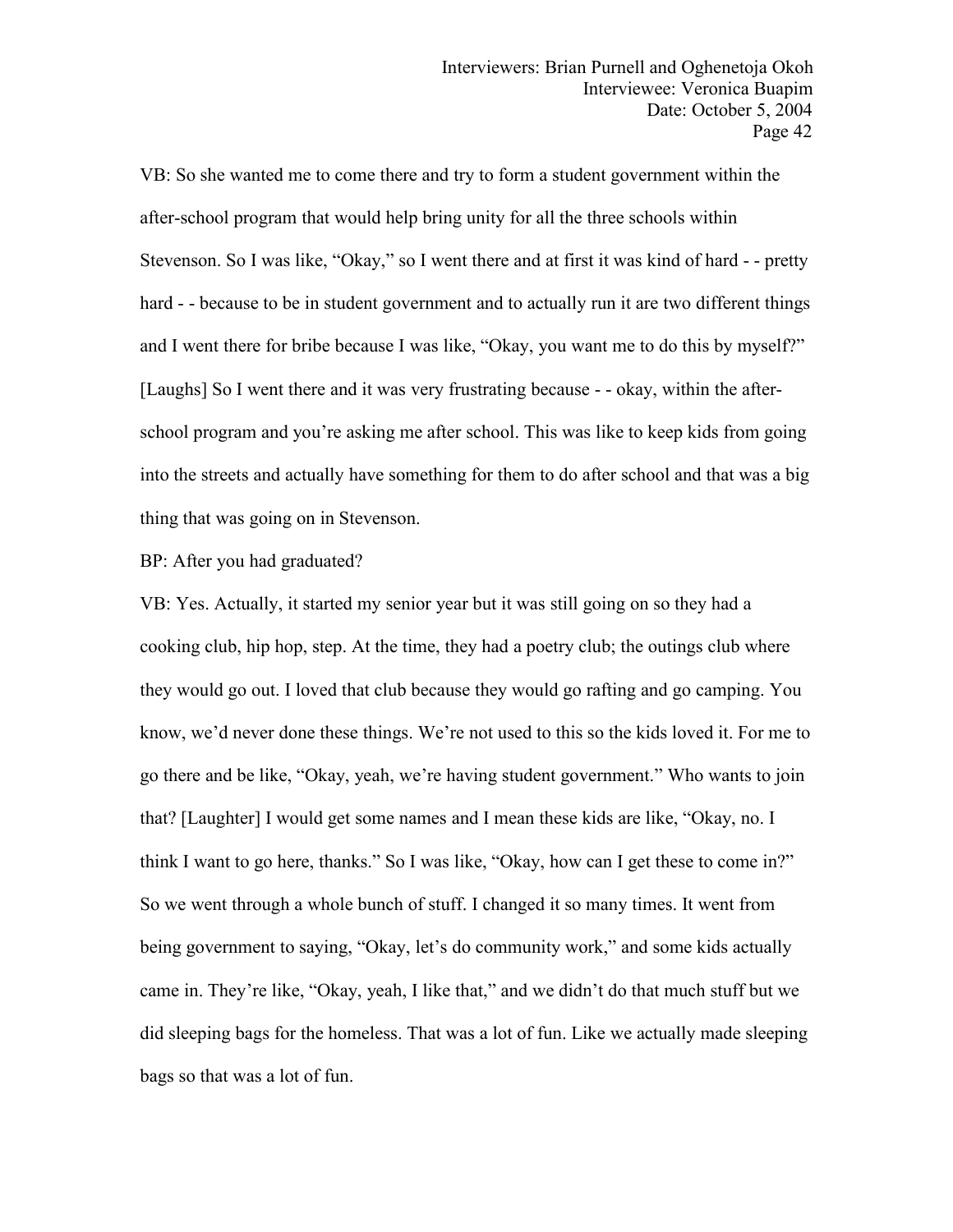VB: So she wanted me to come there and try to form a student government within the after-school program that would help bring unity for all the three schools within Stevenson. So I was like, "Okay," so I went there and at first it was kind of hard - - pretty hard - - because to be in student government and to actually run it are two different things and I went there for bribe because I was like, "Okay, you want me to do this by myself?" [Laughs] So I went there and it was very frustrating because - - okay, within the after-school program and you're asking me after school. This was like to keep kids from going into the streets and actually have something for them to do after school and that was a big thing that was going on in Stevenson.

BP: After you had graduated?

VB: Yes. Actually, it started my senior year but it was still going on so they had a cooking club, hip hop, step. At the time, they had a poetry club; the outings club where they would go out. I loved that club because they would go rafting and go camping. You know, we'd never done these things. We're not used to this so the kids loved it. For me to go there and be like, "Okay, yeah, we're having student government." Who wants to join that? [Laughter] I would get some names and I mean these kids are like, "Okay, no. I think I want to go here, thanks." So I was like, "Okay, how can I get these to come in?" So we went through a whole bunch of stuff. I changed it so many times. It went from being government to saying, "Okay, let's do community work," and some kids actually came in. They're like, "Okay, yeah, I like that," and we didn't do that much stuff but we did sleeping bags for the homeless. That was a lot of fun. Like we actually made sleeping bags so that was a lot of fun.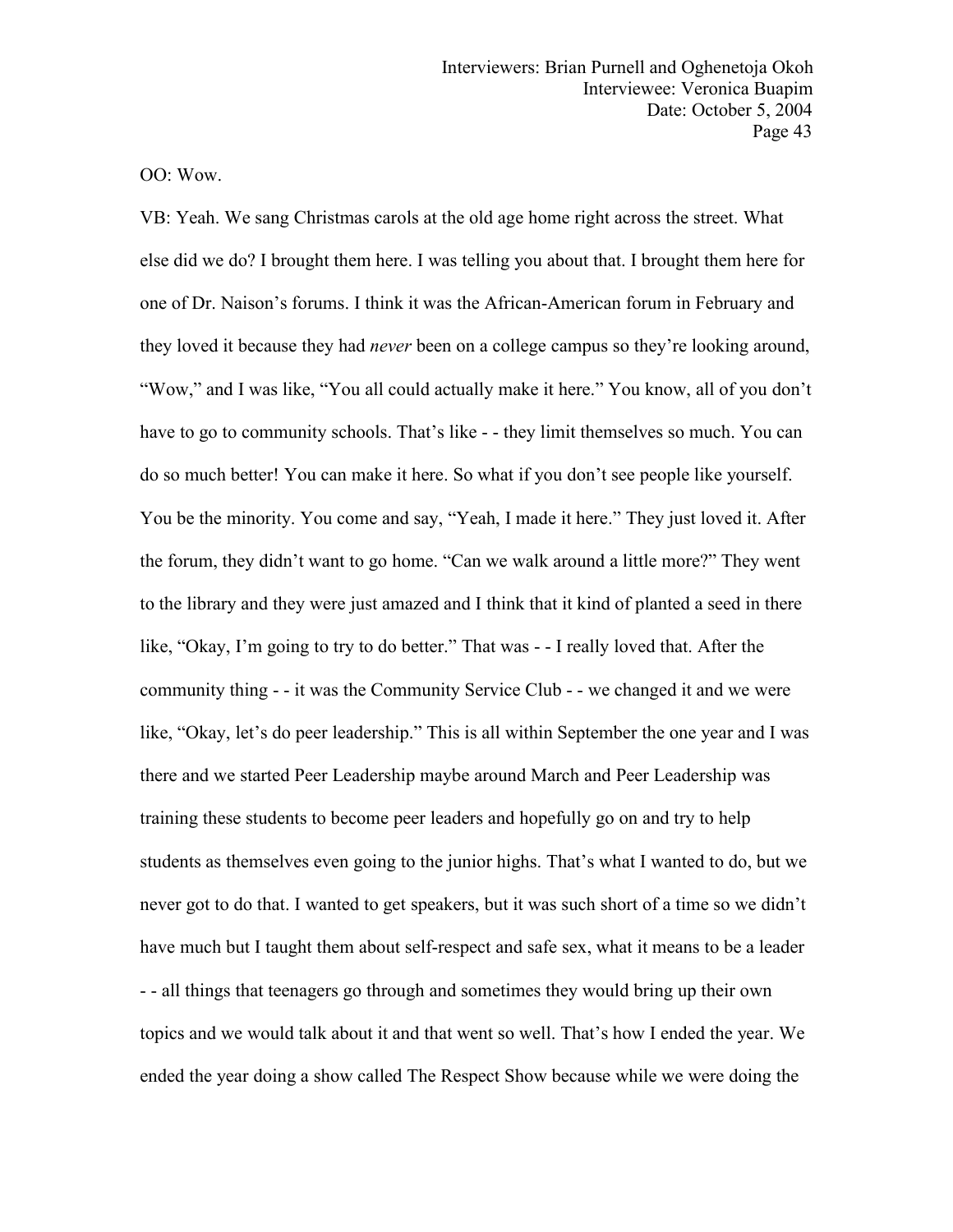OO: Wow.

VB: Yeah. We sang Christmas carols at the old age home right across the street. What else did we do? I brought them here. I was telling you about that. I brought them here for one of Dr. Naison's forums. I think it was the African-American forum in February and they loved it because they had *never* been on a college campus so they're looking around, "Wow," and I was like, "You all could actually make it here." You know, all of you don't have to go to community schools. That's like - - they limit themselves so much. You can do so much better! You can make it here. So what if you don't see people like yourself. You be the minority. You come and say, "Yeah, I made it here." They just loved it. After the forum, they didn't want to go home. "Can we walk around a little more?" They went to the library and they were just amazed and I think that it kind of planted a seed in there like, "Okay, I'm going to try to do better." That was - - I really loved that. After the community thing - - it was the Community Service Club - - we changed it and we were like, "Okay, let's do peer leadership." This is all within September the one year and I was there and we started Peer Leadership maybe around March and Peer Leadership was training these students to become peer leaders and hopefully go on and try to help students as themselves even going to the junior highs. That's what I wanted to do, but we never got to do that. I wanted to get speakers, but it was such short of a time so we didn't have much but I taught them about self-respect and safe sex, what it means to be a leader - - all things that teenagers go through and sometimes they would bring up their own topics and we would talk about it and that went so well. That's how I ended the year. We ended the year doing a show called The Respect Show because while we were doing the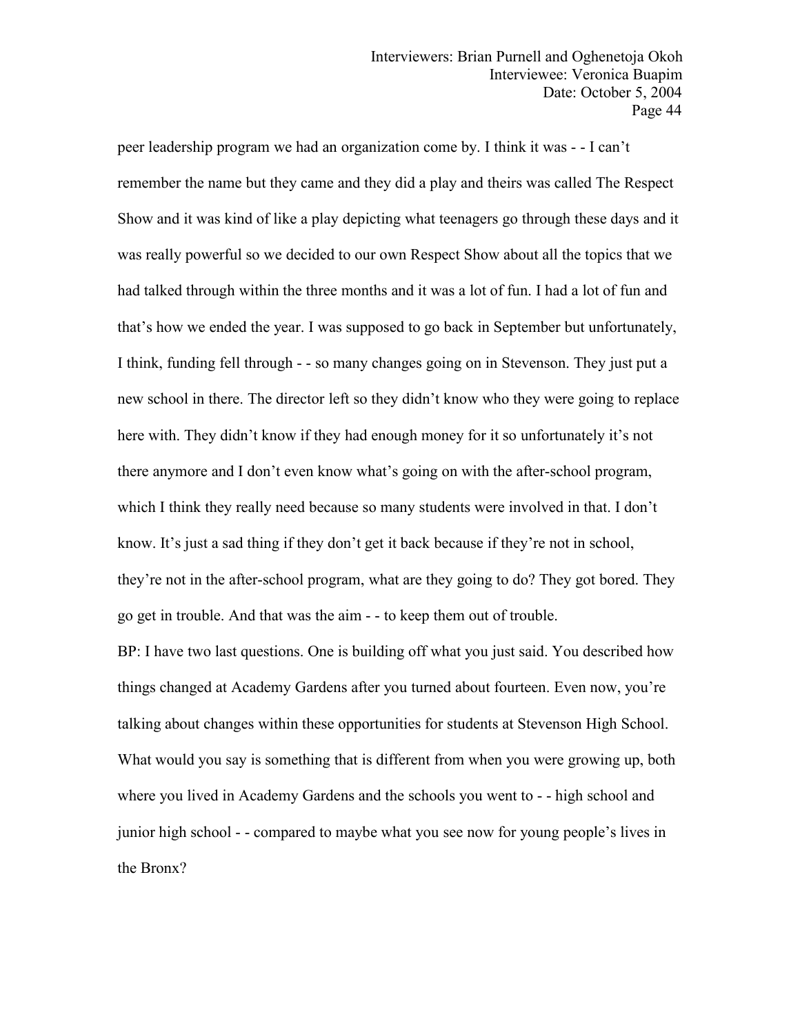peer leadership program we had an organization come by. I think it was - - I can't remember the name but they came and they did a play and theirs was called The Respect Show and it was kind of like a play depicting what teenagers go through these days and it was really powerful so we decided to our own Respect Show about all the topics that we had talked through within the three months and it was a lot of fun. I had a lot of fun and that's how we ended the year. I was supposed to go back in September but unfortunately, I think, funding fell through - - so many changes going on in Stevenson. They just put a new school in there. The director left so they didn't know who they were going to replace here with. They didn't know if they had enough money for it so unfortunately it's not there anymore and I don't even know what's going on with the after-school program, which I think they really need because so many students were involved in that. I don't know. It's just a sad thing if they don't get it back because if they're not in school, they're not in the after-school program, what are they going to do? They got bored. They go get in trouble. And that was the aim - - to keep them out of trouble.

BP: I have two last questions. One is building off what you just said. You described how things changed at Academy Gardens after you turned about fourteen. Even now, you're talking about changes within these opportunities for students at Stevenson High School. What would you say is something that is different from when you were growing up, both where you lived in Academy Gardens and the schools you went to - - high school and junior high school - - compared to maybe what you see now for young people's lives in the Bronx?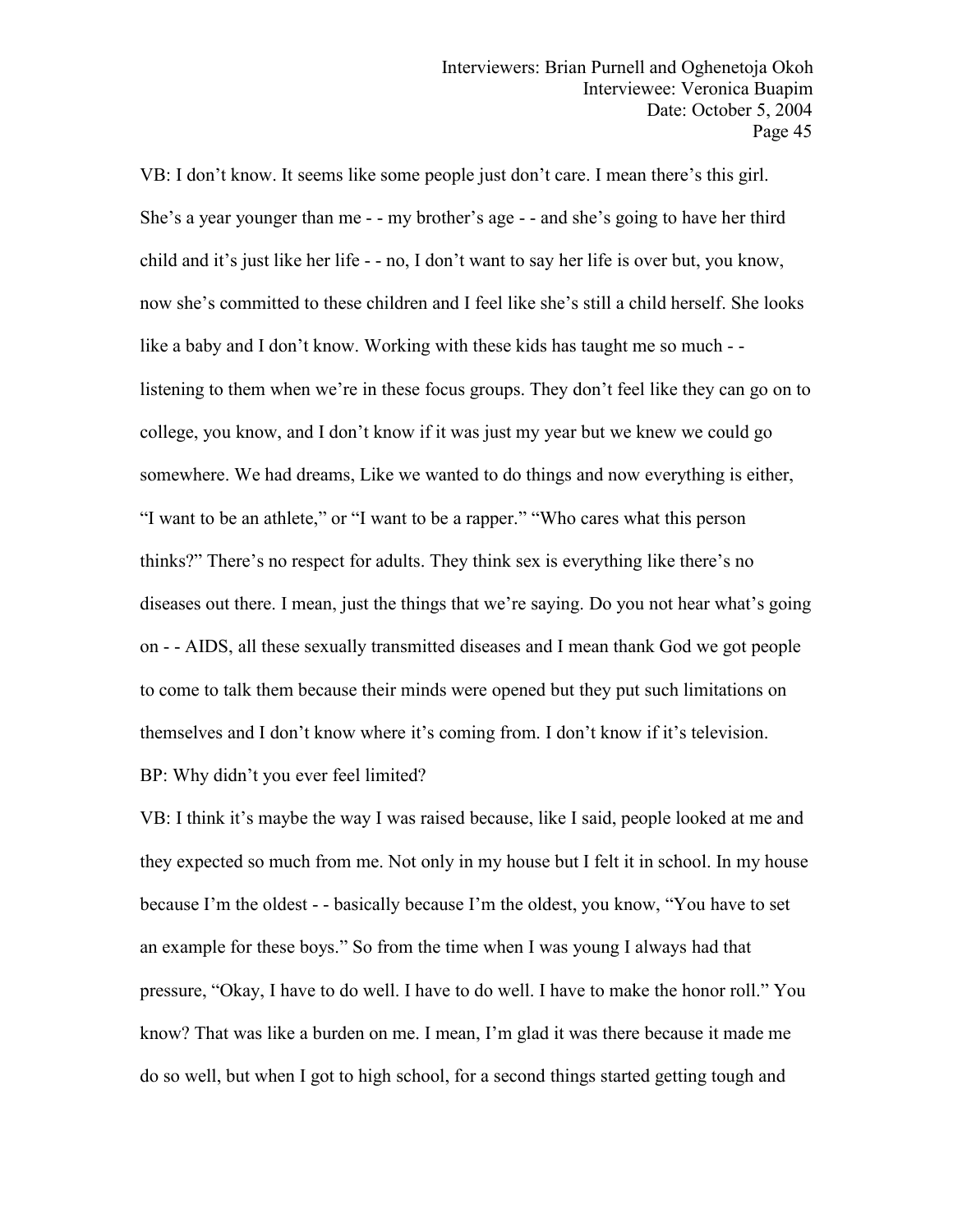VB: I don't know. It seems like some people just don't care. I mean there's this girl. She's a year younger than me - - my brother's age - - and she's going to have her third child and it's just like her life - - no, I don't want to say her life is over but, you know, now she's committed to these children and I feel like she's still a child herself. She looks like a baby and I don't know. Working with these kids has taught me so much - - listening to them when we're in these focus groups. They don't feel like they can go on to college, you know, and I don't know if it was just my year but we knew we could go somewhere. We had dreams, Like we wanted to do things and now everything is either, "I want to be an athlete," or "I want to be a rapper." "Who cares what this person thinks?" There's no respect for adults. They think sex is everything like there's no diseases out there. I mean, just the things that we're saying. Do you not hear what's going on - - AIDS, all these sexually transmitted diseases and I mean thank God we got people to come to talk them because their minds were opened but they put such limitations on themselves and I don't know where it's coming from. I don't know if it's television.

BP: Why didn't you ever feel limited?

VB: I think it's maybe the way I was raised because, like I said, people looked at me and they expected so much from me. Not only in my house but I felt it in school. In my house because I'm the oldest - - basically because I'm the oldest, you know, "You have to set an example for these boys." So from the time when I was young I always had that pressure, "Okay, I have to do well. I have to do well. I have to make the honor roll." You know? That was like a burden on me. I mean, I'm glad it was there because it made me do so well, but when I got to high school, for a second things started getting tough and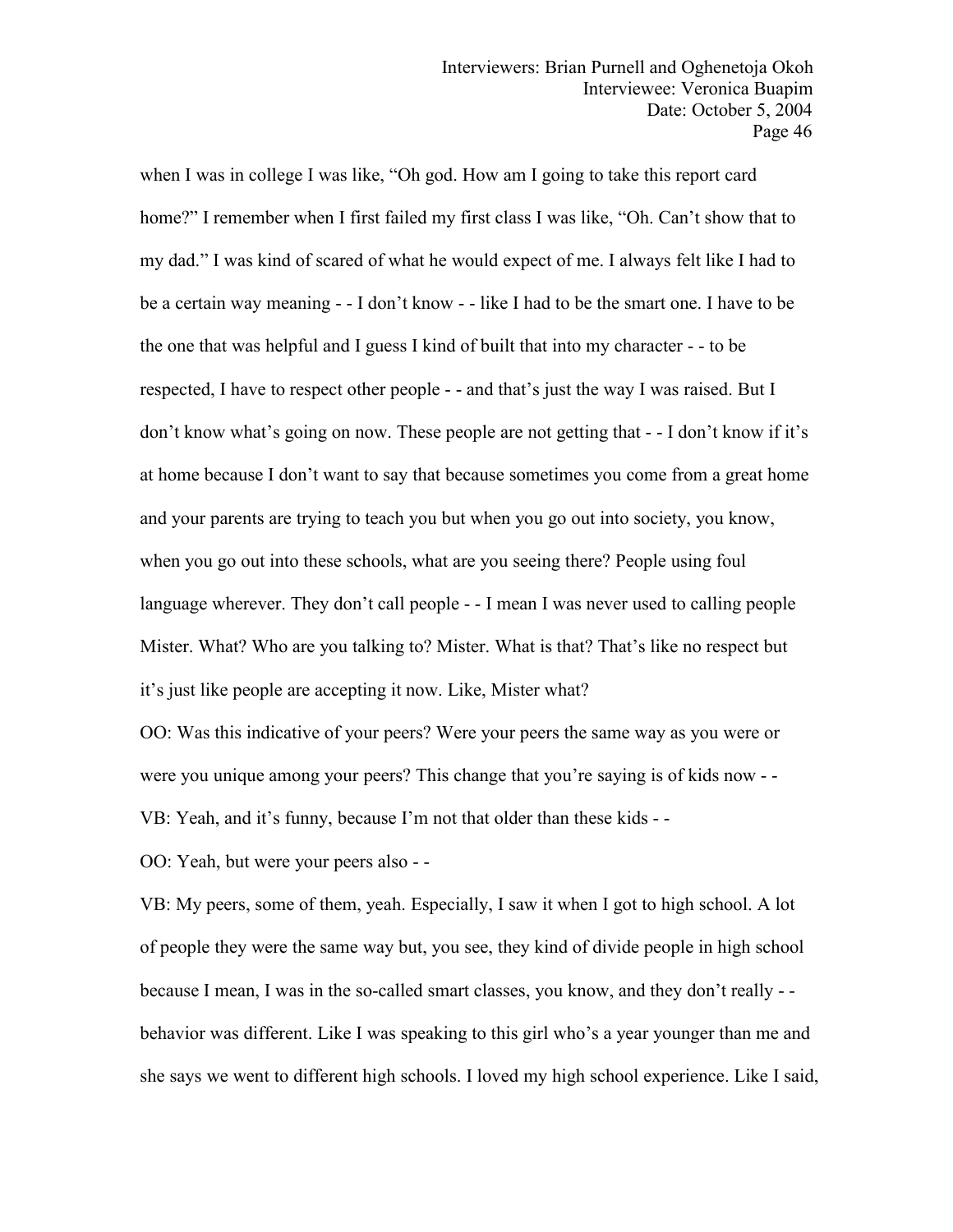when I was in college I was like, "Oh god. How am I going to take this report card home?" I remember when I first failed my first class I was like, "Oh. Can't show that to my dad." I was kind of scared of what he would expect of me. I always felt like I had to be a certain way meaning - - I don't know - - like I had to be the smart one. I have to be the one that was helpful and I guess I kind of built that into my character - - to be respected, I have to respect other people - - and that's just the way I was raised. But I don't know what's going on now. These people are not getting that - - I don't know if it's at home because I don't want to say that because sometimes you come from a great home and your parents are trying to teach you but when you go out into society, you know, when you go out into these schools, what are you seeing there? People using foul language wherever. They don't call people - - I mean I was never used to calling people Mister. What? Who are you talking to? Mister. What is that? That's like no respect but it's just like people are accepting it now. Like, Mister what?

OO: Was this indicative of your peers? Were your peers the same way as you were or were you unique among your peers? This change that you're saying is of kids now - -

VB: Yeah, and it's funny, because I'm not that older than these kids - -

OO: Yeah, but were your peers also - -

VB: My peers, some of them, yeah. Especially, I saw it when I got to high school. A lot of people they were the same way but, you see, they kind of divide people in high school because I mean, I was in the so-called smart classes, you know, and they don't really - - behavior was different. Like I was speaking to this girl who's a year younger than me and she says we went to different high schools. I loved my high school experience. Like I said,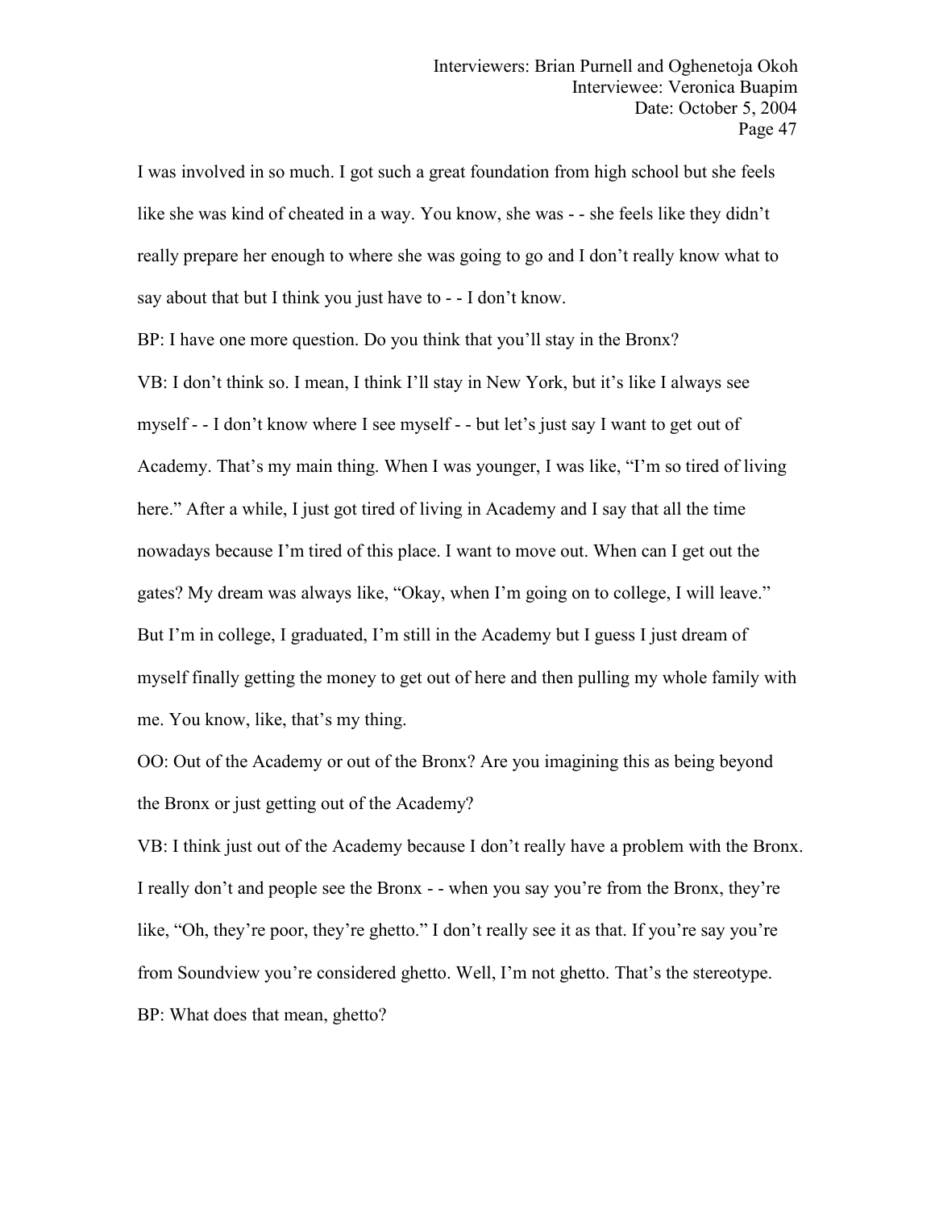I was involved in so much. I got such a great foundation from high school but she feels like she was kind of cheated in a way. You know, she was - - she feels like they didn't really prepare her enough to where she was going to go and I don't really know what to say about that but I think you just have to - - I don't know.

BP: I have one more question. Do you think that you'll stay in the Bronx?

VB: I don't think so. I mean, I think I'll stay in New York, but it's like I always see myself - - I don't know where I see myself - - but let's just say I want to get out of Academy. That's my main thing. When I was younger, I was like, "I'm so tired of living here." After a while, I just got tired of living in Academy and I say that all the time nowadays because I'm tired of this place. I want to move out. When can I get out the gates? My dream was always like, "Okay, when I'm going on to college, I will leave." But I'm in college, I graduated, I'm still in the Academy but I guess I just dream of myself finally getting the money to get out of here and then pulling my whole family with me. You know, like, that's my thing.

OO: Out of the Academy or out of the Bronx? Are you imagining this as being beyond the Bronx or just getting out of the Academy?

VB: I think just out of the Academy because I don't really have a problem with the Bronx. I really don't and people see the Bronx - - when you say you're from the Bronx, they're like, "Oh, they're poor, they're ghetto." I don't really see it as that. If you're say you're from Soundview you're considered ghetto. Well, I'm not ghetto. That's the stereotype.

BP: What does that mean, ghetto?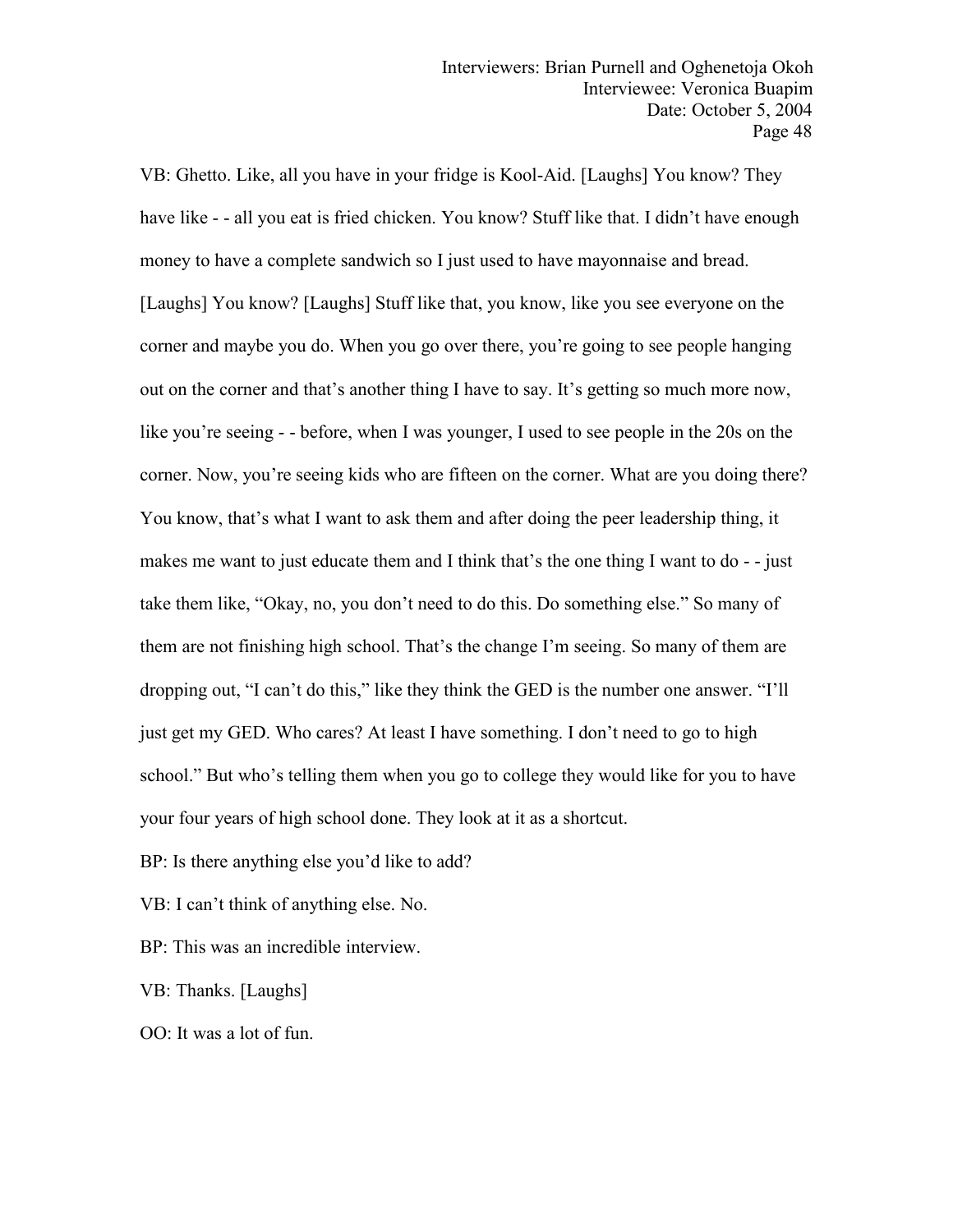VB: Ghetto. Like, all you have in your fridge is Kool-Aid. [Laughs] You know? They have like - - all you eat is fried chicken. You know? Stuff like that. I didn't have enough money to have a complete sandwich so I just used to have mayonnaise and bread. [Laughs] You know? [Laughs] Stuff like that, you know, like you see everyone on the corner and maybe you do. When you go over there, you're going to see people hanging out on the corner and that's another thing I have to say. It's getting so much more now, like you're seeing - - before, when I was younger, I used to see people in the 20s on the corner. Now, you're seeing kids who are fifteen on the corner. What are you doing there? You know, that's what I want to ask them and after doing the peer leadership thing, it makes me want to just educate them and I think that's the one thing I want to do - - just take them like, "Okay, no, you don't need to do this. Do something else." So many of them are not finishing high school. That's the change I'm seeing. So many of them are dropping out, "I can't do this," like they think the GED is the number one answer. "I'll just get my GED. Who cares? At least I have something. I don't need to go to high school." But who's telling them when you go to college they would like for you to have your four years of high school done. They look at it as a shortcut.

BP: Is there anything else you'd like to add?

VB: I can't think of anything else. No.

BP: This was an incredible interview.

VB: Thanks. [Laughs]

OO: It was a lot of fun.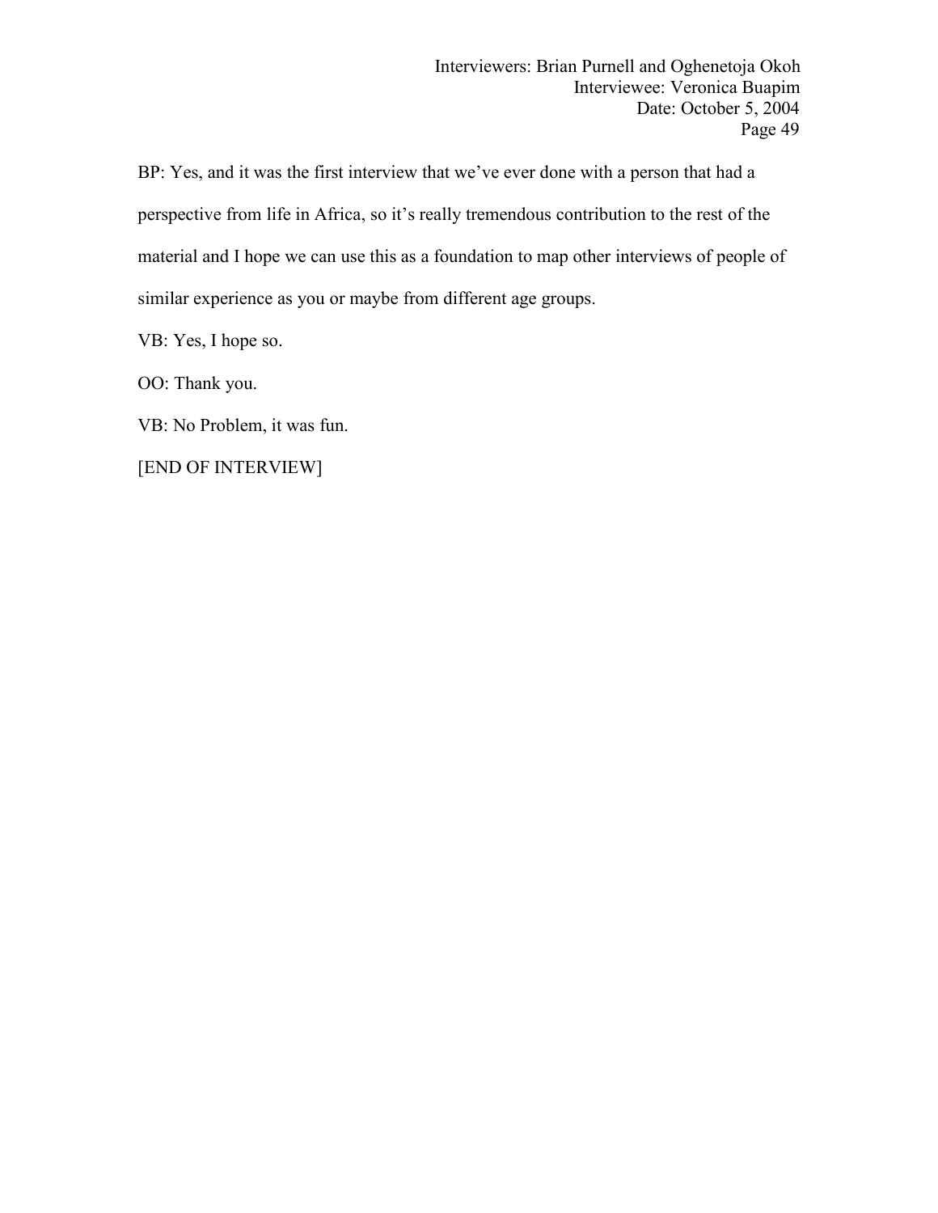BP: Yes, and it was the first interview that we've ever done with a person that had a perspective from life in Africa, so it's really tremendous contribution to the rest of the material and I hope we can use this as a foundation to map other interviews of people of similar experience as you or maybe from different age groups.

VB: Yes, I hope so.

OO: Thank you.

VB: No Problem, it was fun.

[END OF INTERVIEW]